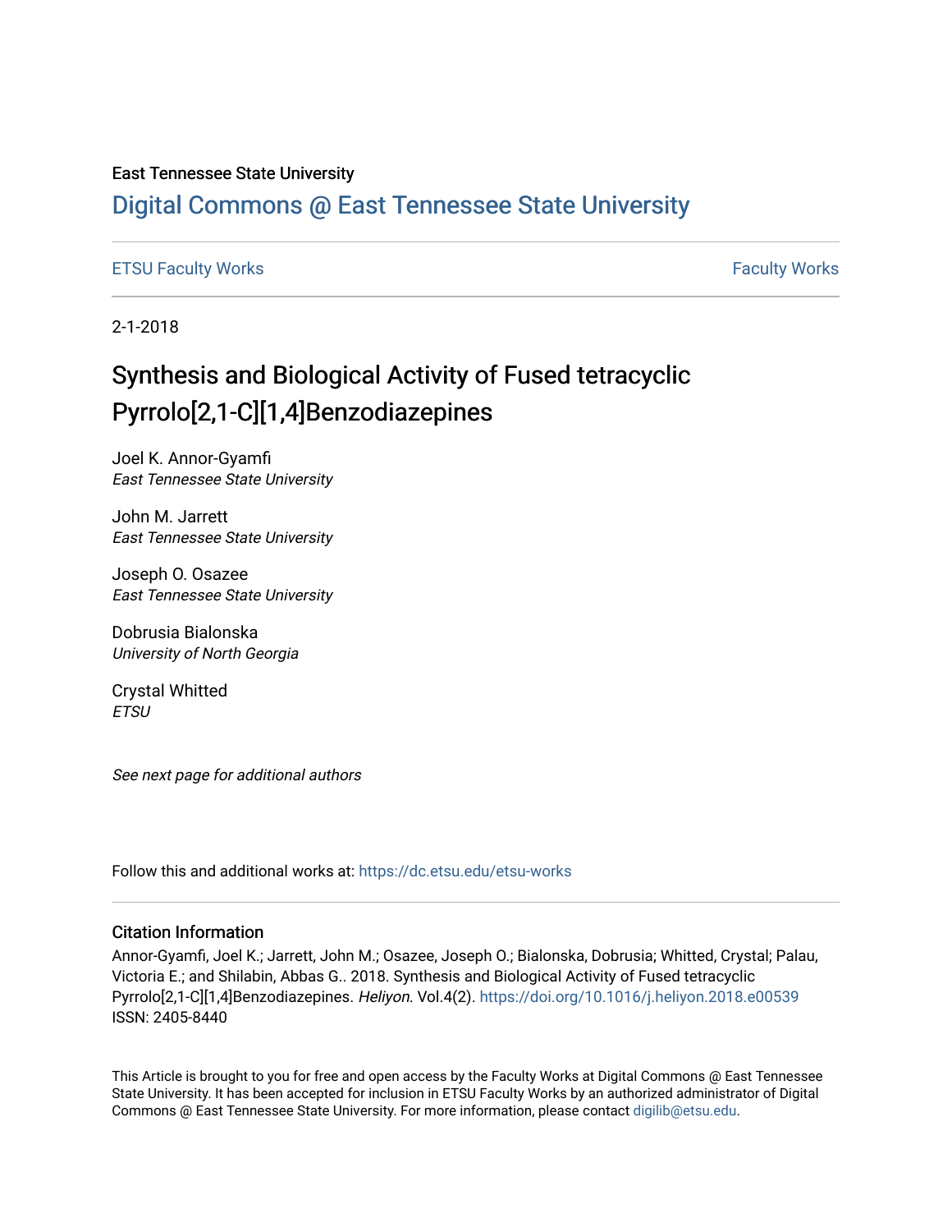East Tennessee State University

# Digital Commons @ East Tennessee State University

ETSU Faculty Works | Faculty Works

2-1-2018

# Synthesis and Biological Activity of Fused tetracyclic Pyrrolo[2,1-C][1,4]Benzodiazepines

Joel K. Annor-Gyamfi
*East Tennessee State University*

John M. Jarrett
*East Tennessee State University*

Joseph O. Osazee
*East Tennessee State University*

Dobrusia Bialonska
*University of North Georgia*

Crystal Whitted
*ETSU*

*See next page for additional authors*

Follow this and additional works at: https://dc.etsu.edu/etsu-works

## Citation Information

Annor-Gyamfi, Joel K.; Jarrett, John M.; Osazee, Joseph O.; Bialonska, Dobrusia; Whitted, Crystal; Palau, Victoria E.; and Shilabin, Abbas G.. 2018. Synthesis and Biological Activity of Fused tetracyclic Pyrrolo[2,1-C][1,4]Benzodiazepines. *Heliyon*. Vol.4(2). https://doi.org/10.1016/j.heliyon.2018.e00539 ISSN: 2405-8440

This Article is brought to you for free and open access by the Faculty Works at Digital Commons @ East Tennessee State University. It has been accepted for inclusion in ETSU Faculty Works by an authorized administrator of Digital Commons @ East Tennessee State University. For more information, please contact digilib@etsu.edu.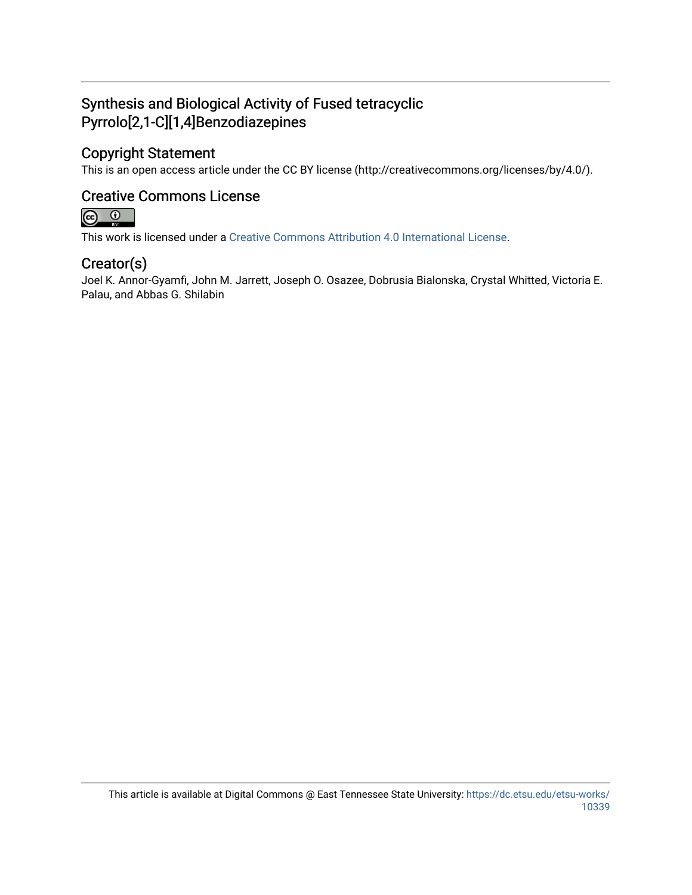# Synthesis and Biological Activity of Fused tetracyclic Pyrrolo[2,1-C][1,4]Benzodiazepines

## Copyright Statement

This is an open access article under the CC BY license (http://creativecommons.org/licenses/by/4.0/).

## Creative Commons License

This work is licensed under a Creative Commons Attribution 4.0 International License.

## Creator(s)

Joel K. Annor-Gyamfi, John M. Jarrett, Joseph O. Osazee, Dobrusia Bialonska, Crystal Whitted, Victoria E. Palau, and Abbas G. Shilabin

This article is available at Digital Commons @ East Tennessee State University: https://dc.etsu.edu/etsu-works/10339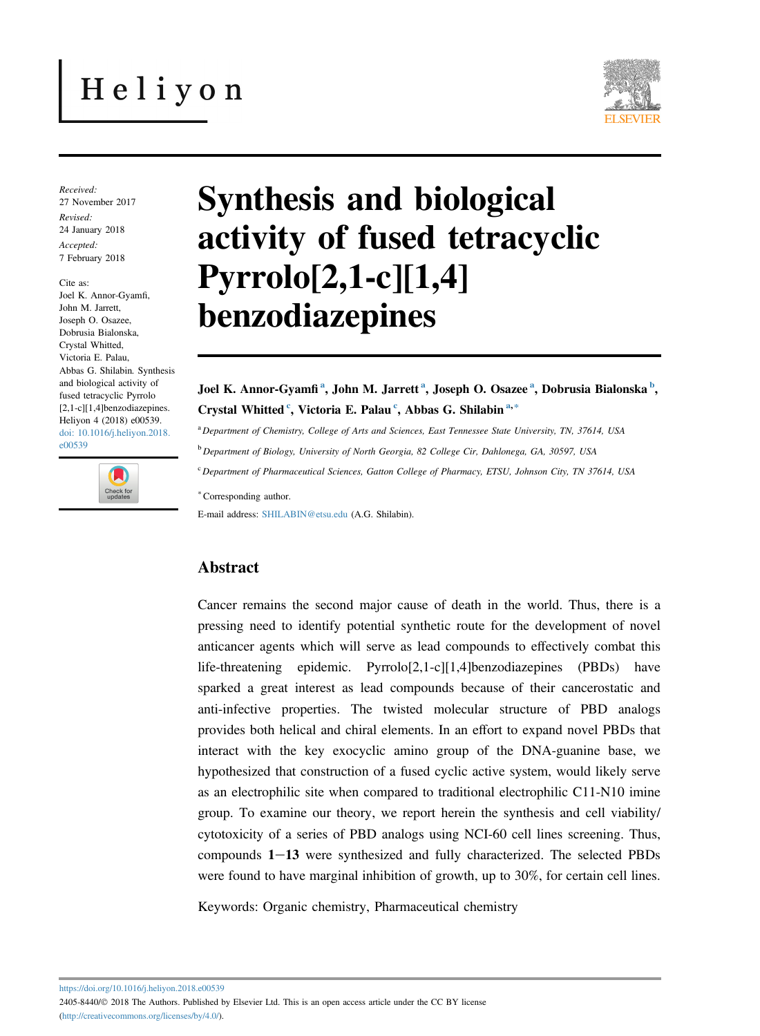Received:
27 November 2017
Revised:
24 January 2018
Accepted:
7 February 2018

Cite as:
Joel K. Annor-Gyamfi,
John M. Jarrett,
Joseph O. Osazee,
Dobrusia Bialonska,
Crystal Whitted,
Victoria E. Palau,
Abbas G. Shilabin. Synthesis and biological activity of fused tetracyclic Pyrrolo [2,1-c][1,4]benzodiazepines. Heliyon 4 (2018) e00539.
doi: 10.1016/j.heliyon.2018.e00539

# Synthesis and biological activity of fused tetracyclic Pyrrolo[2,1-c][1,4] benzodiazepines

**Joel K. Annor-Gyamfi [a], John M. Jarrett [a], Joseph O. Osazee [a], Dobrusia Bialonska [b], Crystal Whitted [c], Victoria E. Palau [c], Abbas G. Shilabin [a,*]**

[a] *Department of Chemistry, College of Arts and Sciences, East Tennessee State University, TN, 37614, USA*

[b] *Department of Biology, University of North Georgia, 82 College Cir, Dahlonega, GA, 30597, USA*

[c] *Department of Pharmaceutical Sciences, Gatton College of Pharmacy, ETSU, Johnson City, TN 37614, USA*

[*] Corresponding author.

E-mail address: SHILABIN@etsu.edu (A.G. Shilabin).

## Abstract

Cancer remains the second major cause of death in the world. Thus, there is a pressing need to identify potential synthetic route for the development of novel anticancer agents which will serve as lead compounds to effectively combat this life-threatening epidemic. Pyrrolo[2,1-c][1,4]benzodiazepines (PBDs) have sparked a great interest as lead compounds because of their cancerostatic and anti-infective properties. The twisted molecular structure of PBD analogs provides both helical and chiral elements. In an effort to expand novel PBDs that interact with the key exocyclic amino group of the DNA-guanine base, we hypothesized that construction of a fused cyclic active system, would likely serve as an electrophilic site when compared to traditional electrophilic C11-N10 imine group. To examine our theory, we report herein the synthesis and cell viability/cytotoxicity of a series of PBD analogs using NCI-60 cell lines screening. Thus, compounds **1**−**13** were synthesized and fully characterized. The selected PBDs were found to have marginal inhibition of growth, up to 30%, for certain cell lines.

Keywords: Organic chemistry, Pharmaceutical chemistry

https://doi.org/10.1016/j.heliyon.2018.e00539
2405-8440/© 2018 The Authors. Published by Elsevier Ltd. This is an open access article under the CC BY license (http://creativecommons.org/licenses/by/4.0/).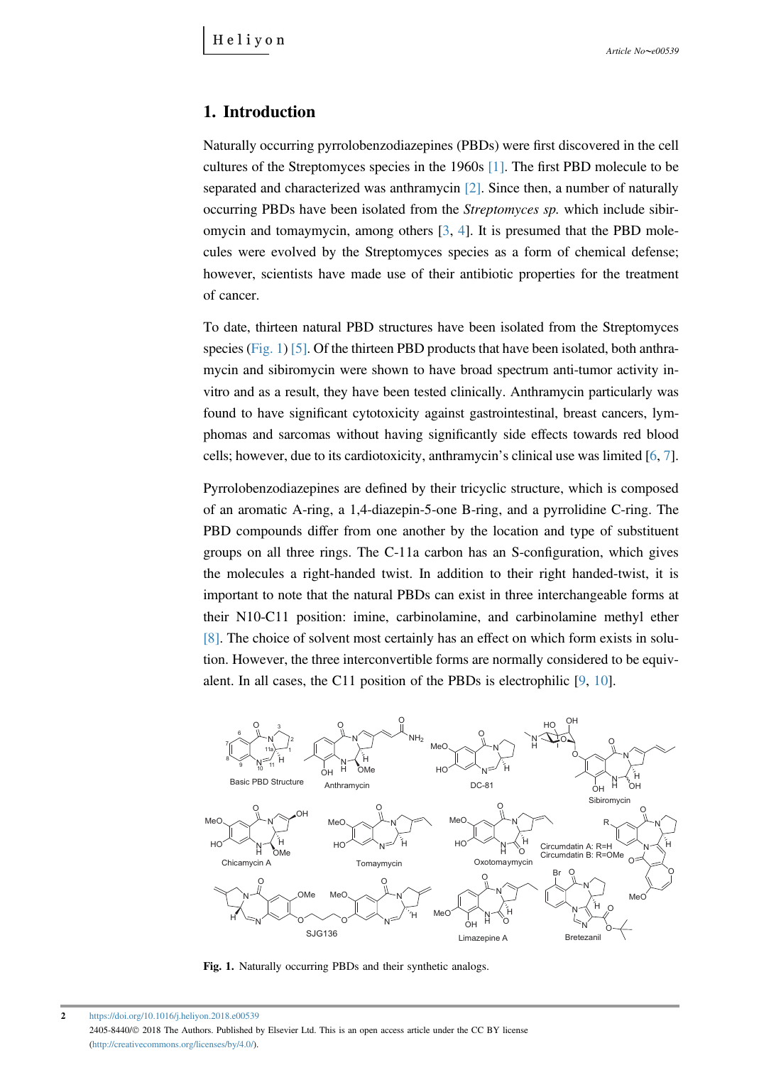## 1. Introduction

Naturally occurring pyrrolobenzodiazepines (PBDs) were first discovered in the cell cultures of the Streptomyces species in the 1960s [1]. The first PBD molecule to be separated and characterized was anthramycin [2]. Since then, a number of naturally occurring PBDs have been isolated from the *Streptomyces sp.* which include sibiromycin and tomaymycin, among others [3, 4]. It is presumed that the PBD molecules were evolved by the Streptomyces species as a form of chemical defense; however, scientists have made use of their antibiotic properties for the treatment of cancer.

To date, thirteen natural PBD structures have been isolated from the Streptomyces species (Fig. 1) [5]. Of the thirteen PBD products that have been isolated, both anthramycin and sibiromycin were shown to have broad spectrum anti-tumor activity in-vitro and as a result, they have been tested clinically. Anthramycin particularly was found to have significant cytotoxicity against gastrointestinal, breast cancers, lymphomas and sarcomas without having significantly side effects towards red blood cells; however, due to its cardiotoxicity, anthramycin's clinical use was limited [6, 7].

Pyrrolobenzodiazepines are defined by their tricyclic structure, which is composed of an aromatic A-ring, a 1,4-diazepin-5-one B-ring, and a pyrrolidine C-ring. The PBD compounds differ from one another by the location and type of substituent groups on all three rings. The C-11a carbon has an S-configuration, which gives the molecules a right-handed twist. In addition to their right handed-twist, it is important to note that the natural PBDs can exist in three interchangeable forms at their N10-C11 position: imine, carbinolamine, and carbinolamine methyl ether [8]. The choice of solvent most certainly has an effect on which form exists in solution. However, the three interconvertible forms are normally considered to be equivalent. In all cases, the C11 position of the PBDs is electrophilic [9, 10].

**Fig. 1.** Naturally occurring PBDs and their synthetic analogs.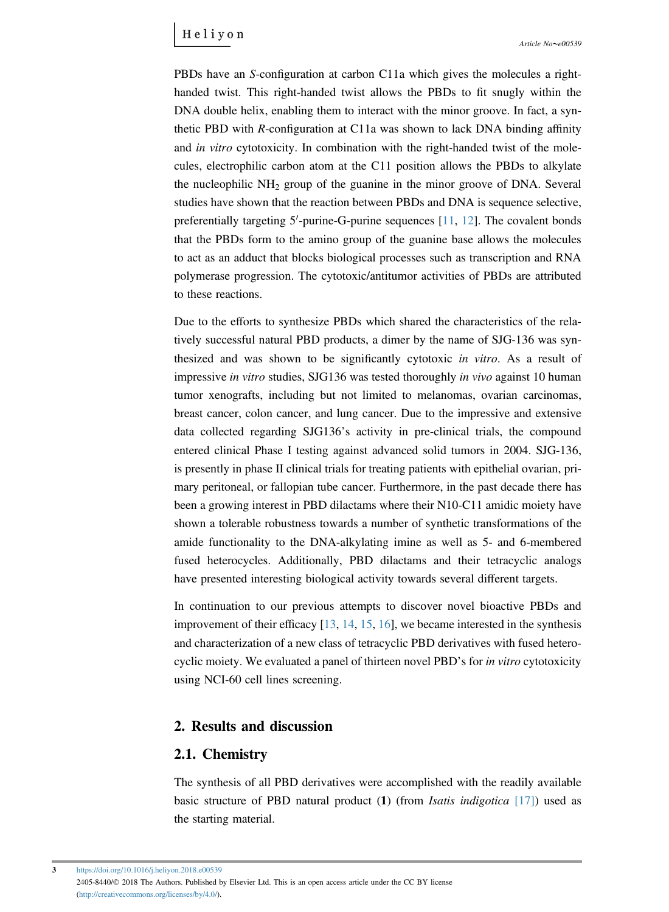PBDs have an *S*-configuration at carbon C11a which gives the molecules a right-handed twist. This right-handed twist allows the PBDs to fit snugly within the DNA double helix, enabling them to interact with the minor groove. In fact, a synthetic PBD with *R*-configuration at C11a was shown to lack DNA binding affinity and *in vitro* cytotoxicity. In combination with the right-handed twist of the molecules, electrophilic carbon atom at the C11 position allows the PBDs to alkylate the nucleophilic $NH_2$ group of the guanine in the minor groove of DNA. Several studies have shown that the reaction between PBDs and DNA is sequence selective, preferentially targeting 5′-purine-G-purine sequences [11, 12]. The covalent bonds that the PBDs form to the amino group of the guanine base allows the molecules to act as an adduct that blocks biological processes such as transcription and RNA polymerase progression. The cytotoxic/antitumor activities of PBDs are attributed to these reactions.

Due to the efforts to synthesize PBDs which shared the characteristics of the relatively successful natural PBD products, a dimer by the name of SJG-136 was synthesized and was shown to be significantly cytotoxic *in vitro*. As a result of impressive *in vitro* studies, SJG136 was tested thoroughly *in vivo* against 10 human tumor xenografts, including but not limited to melanomas, ovarian carcinomas, breast cancer, colon cancer, and lung cancer. Due to the impressive and extensive data collected regarding SJG136's activity in pre-clinical trials, the compound entered clinical Phase I testing against advanced solid tumors in 2004. SJG-136, is presently in phase II clinical trials for treating patients with epithelial ovarian, primary peritoneal, or fallopian tube cancer. Furthermore, in the past decade there has been a growing interest in PBD dilactams where their N10-C11 amidic moiety have shown a tolerable robustness towards a number of synthetic transformations of the amide functionality to the DNA-alkylating imine as well as 5- and 6-membered fused heterocycles. Additionally, PBD dilactams and their tetracyclic analogs have presented interesting biological activity towards several different targets.

In continuation to our previous attempts to discover novel bioactive PBDs and improvement of their efficacy [13, 14, 15, 16], we became interested in the synthesis and characterization of a new class of tetracyclic PBD derivatives with fused heterocyclic moiety. We evaluated a panel of thirteen novel PBD's for *in vitro* cytotoxicity using NCI-60 cell lines screening.

## 2. Results and discussion

### 2.1. Chemistry

The synthesis of all PBD derivatives were accomplished with the readily available basic structure of PBD natural product (**1**) (from *Isatis indigotica* [17]) used as the starting material.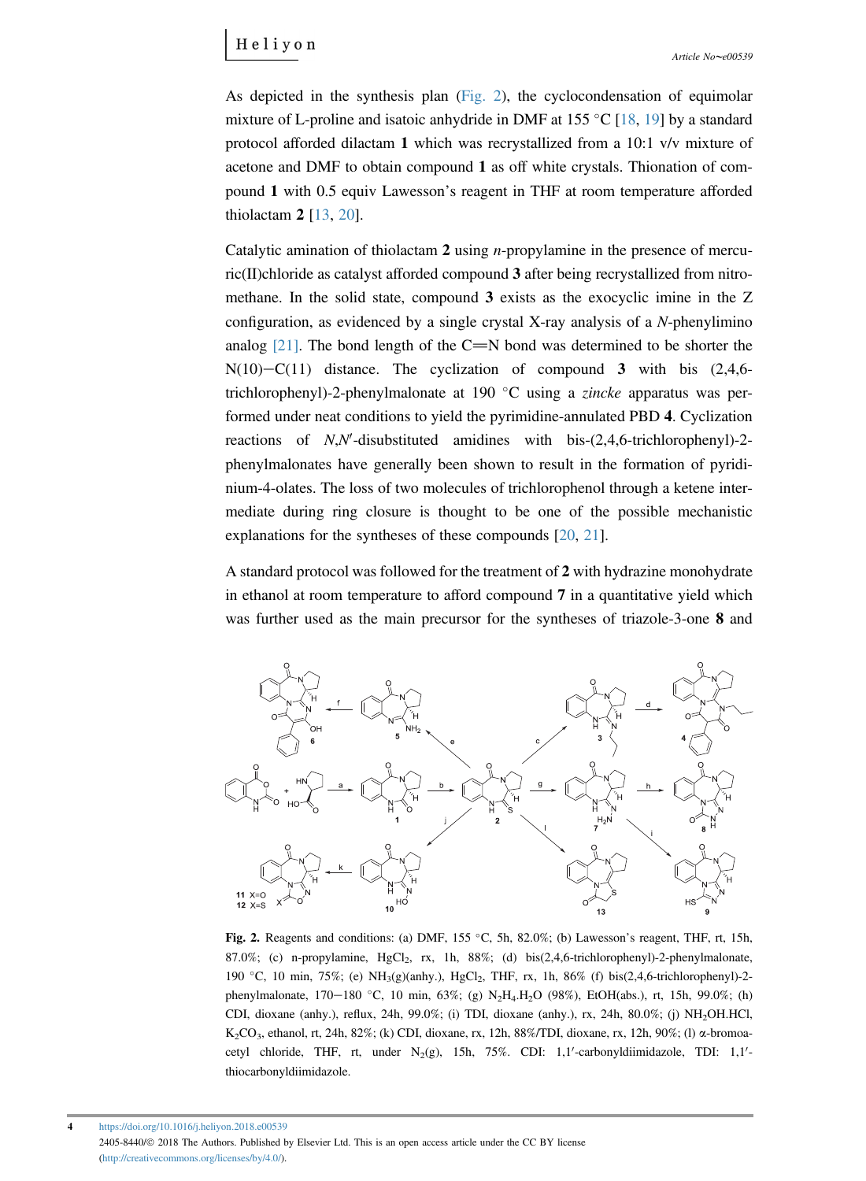As depicted in the synthesis plan (Fig. 2), the cyclocondensation of equimolar mixture of L-proline and isatoic anhydride in DMF at 155 °C [18, 19] by a standard protocol afforded dilactam **1** which was recrystallized from a 10:1 v/v mixture of acetone and DMF to obtain compound **1** as off white crystals. Thionation of compound **1** with 0.5 equiv Lawesson's reagent in THF at room temperature afforded thiolactam **2** [13, 20].

Catalytic amination of thiolactam **2** using *n*-propylamine in the presence of mercuric(II)chloride as catalyst afforded compound **3** after being recrystallized from nitromethane. In the solid state, compound **3** exists as the exocyclic imine in the Z configuration, as evidenced by a single crystal X-ray analysis of a *N*-phenylimino analog [21]. The bond length of the C═N bond was determined to be shorter the N(10)−C(11) distance. The cyclization of compound **3** with bis (2,4,6-trichlorophenyl)-2-phenylmalonate at 190 °C using a *zincke* apparatus was performed under neat conditions to yield the pyrimidine-annulated PBD **4**. Cyclization reactions of *N*,*N*′-disubstituted amidines with bis-(2,4,6-trichlorophenyl)-2-phenylmalonates have generally been shown to result in the formation of pyridinium-4-olates. The loss of two molecules of trichlorophenol through a ketene intermediate during ring closure is thought to be one of the possible mechanistic explanations for the syntheses of these compounds [20, 21].

A standard protocol was followed for the treatment of **2** with hydrazine monohydrate in ethanol at room temperature to afford compound **7** in a quantitative yield which was further used as the main precursor for the syntheses of triazole-3-one **8** and

**Fig. 2.** Reagents and conditions: (a) DMF, 155 °C, 5h, 82.0%; (b) Lawesson's reagent, THF, rt, 15h, 87.0%; (c) n-propylamine, $HgCl_2$, rx, 1h, 88%; (d) bis(2,4,6-trichlorophenyl)-2-phenylmalonate, 190 °C, 10 min, 75%; (e) $NH_3$(g)(anhy.), $HgCl_2$, THF, rx, 1h, 86% (f) bis(2,4,6-trichlorophenyl)-2-phenylmalonate, 170−180 °C, 10 min, 63%; (g) $N_2H_4.H_2O$ (98%), EtOH(abs.), rt, 15h, 99.0%; (h) CDI, dioxane (anhy.), reflux, 24h, 99.0%; (i) TDI, dioxane (anhy.), rx, 24h, 80.0%; (j) $NH_2OH.HCl$, $K_2CO_3$, ethanol, rt, 24h, 82%; (k) CDI, dioxane, rx, 12h, 88%/TDI, dioxane, rx, 12h, 90%; (l) α-bromoacetyl chloride, THF, rt, under $N_2$(g), 15h, 75%. CDI: 1,1′-carbonyldiimidazole, TDI: 1,1′-thiocarbonyldiimidazole.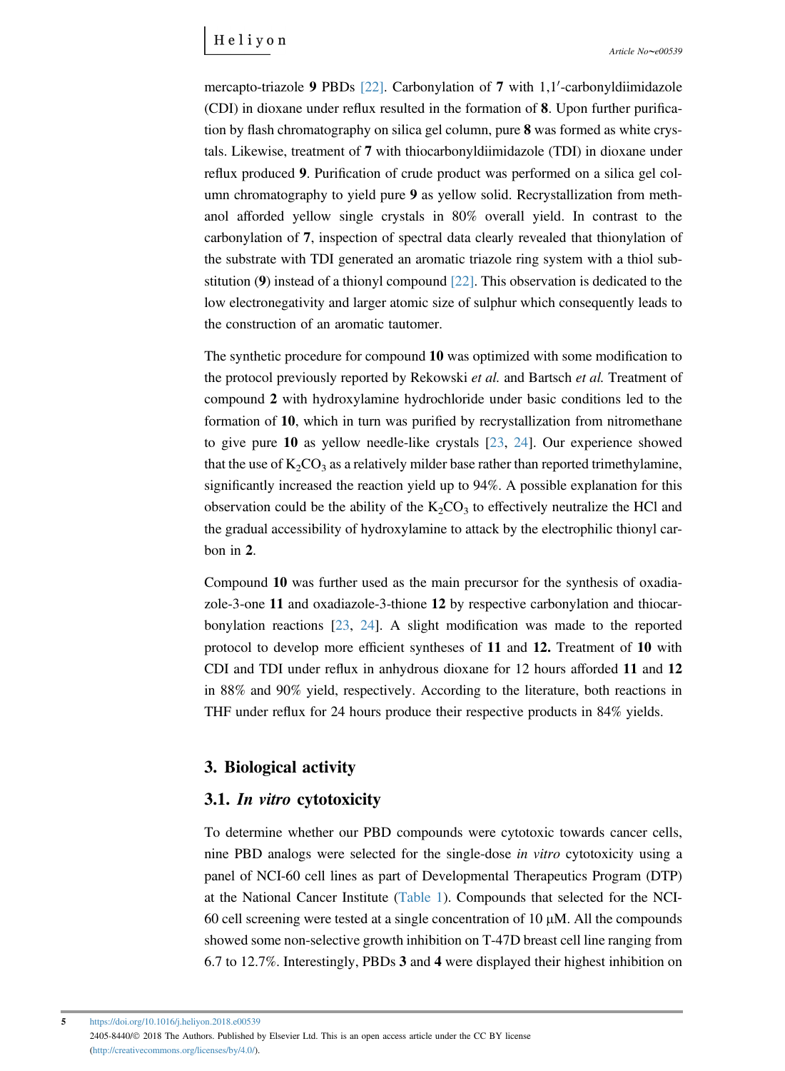mercapto-triazole **9** PBDs [22]. Carbonylation of **7** with 1,1′-carbonyldiimidazole (CDI) in dioxane under reflux resulted in the formation of **8**. Upon further purification by flash chromatography on silica gel column, pure **8** was formed as white crystals. Likewise, treatment of **7** with thiocarbonyldiimidazole (TDI) in dioxane under reflux produced **9**. Purification of crude product was performed on a silica gel column chromatography to yield pure **9** as yellow solid. Recrystallization from methanol afforded yellow single crystals in 80% overall yield. In contrast to the carbonylation of **7**, inspection of spectral data clearly revealed that thionylation of the substrate with TDI generated an aromatic triazole ring system with a thiol substitution (**9**) instead of a thionyl compound [22]. This observation is dedicated to the low electronegativity and larger atomic size of sulphur which consequently leads to the construction of an aromatic tautomer.

The synthetic procedure for compound **10** was optimized with some modification to the protocol previously reported by Rekowski *et al.* and Bartsch *et al.* Treatment of compound **2** with hydroxylamine hydrochloride under basic conditions led to the formation of **10**, which in turn was purified by recrystallization from nitromethane to give pure **10** as yellow needle-like crystals [23, 24]. Our experience showed that the use of $K_2CO_3$ as a relatively milder base rather than reported trimethylamine, significantly increased the reaction yield up to 94%. A possible explanation for this observation could be the ability of the $K_2CO_3$ to effectively neutralize the HCl and the gradual accessibility of hydroxylamine to attack by the electrophilic thionyl carbon in **2**.

Compound **10** was further used as the main precursor for the synthesis of oxadiazole-3-one **11** and oxadiazole-3-thione **12** by respective carbonylation and thiocarbonylation reactions [23, 24]. A slight modification was made to the reported protocol to develop more efficient syntheses of **11** and **12.** Treatment of **10** with CDI and TDI under reflux in anhydrous dioxane for 12 hours afforded **11** and **12** in 88% and 90% yield, respectively. According to the literature, both reactions in THF under reflux for 24 hours produce their respective products in 84% yields.

## 3. Biological activity

### 3.1. *In vitro* cytotoxicity

To determine whether our PBD compounds were cytotoxic towards cancer cells, nine PBD analogs were selected for the single-dose *in vitro* cytotoxicity using a panel of NCI-60 cell lines as part of Developmental Therapeutics Program (DTP) at the National Cancer Institute (Table 1). Compounds that selected for the NCI-60 cell screening were tested at a single concentration of 10 μM. All the compounds showed some non-selective growth inhibition on T-47D breast cell line ranging from 6.7 to 12.7%. Interestingly, PBDs **3** and **4** were displayed their highest inhibition on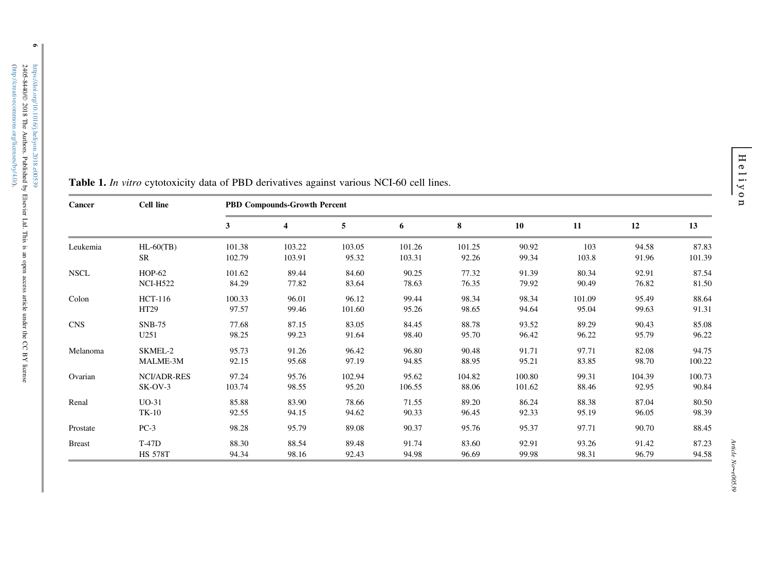**Table 1.** *In vitro* cytotoxicity data of PBD derivatives against various NCI-60 cell lines.

| Cancer | Cell line | PBD Compounds-Growth Percent | | | | | | | | |
|---|---|---|---|---|---|---|---|---|---|---|
| | | 3 | 4 | 5 | 6 | 8 | 10 | 11 | 12 | 13 |
| Leukemia | HL-60(TB) | 101.38 | 103.22 | 103.05 | 101.26 | 101.25 | 90.92 | 103 | 94.58 | 87.83 |
| | SR | 102.79 | 103.91 | 95.32 | 103.31 | 92.26 | 99.34 | 103.8 | 91.96 | 101.39 |
| NSCL | HOP-62 | 101.62 | 89.44 | 84.60 | 90.25 | 77.32 | 91.39 | 80.34 | 92.91 | 87.54 |
| | NCI-H522 | 84.29 | 77.82 | 83.64 | 78.63 | 76.35 | 79.92 | 90.49 | 76.82 | 81.50 |
| Colon | HCT-116 | 100.33 | 96.01 | 96.12 | 99.44 | 98.34 | 98.34 | 101.09 | 95.49 | 88.64 |
| | HT29 | 97.57 | 99.46 | 101.60 | 95.26 | 98.65 | 94.64 | 95.04 | 99.63 | 91.31 |
| CNS | SNB-75 | 77.68 | 87.15 | 83.05 | 84.45 | 88.78 | 93.52 | 89.29 | 90.43 | 85.08 |
| | U251 | 98.25 | 99.23 | 91.64 | 98.40 | 95.70 | 96.42 | 96.22 | 95.79 | 96.22 |
| Melanoma | SKMEL-2 | 95.73 | 91.26 | 96.42 | 96.80 | 90.48 | 91.71 | 97.71 | 82.08 | 94.75 |
| | MALME-3M | 92.15 | 95.68 | 97.19 | 94.85 | 88.95 | 95.21 | 83.85 | 98.70 | 100.22 |
| Ovarian | NCI/ADR-RES | 97.24 | 95.76 | 102.94 | 95.62 | 104.82 | 100.80 | 99.31 | 104.39 | 100.73 |
| | SK-OV-3 | 103.74 | 98.55 | 95.20 | 106.55 | 88.06 | 101.62 | 88.46 | 92.95 | 90.84 |
| Renal | UO-31 | 85.88 | 83.90 | 78.66 | 71.55 | 89.20 | 86.24 | 88.38 | 87.04 | 80.50 |
| | TK-10 | 92.55 | 94.15 | 94.62 | 90.33 | 96.45 | 92.33 | 95.19 | 96.05 | 98.39 |
| Prostate | PC-3 | 98.28 | 95.79 | 89.08 | 90.37 | 95.76 | 95.37 | 97.71 | 90.70 | 88.45 |
| Breast | T-47D | 88.30 | 88.54 | 89.48 | 91.74 | 83.60 | 92.91 | 93.26 | 91.42 | 87.23 |
| | HS 578T | 94.34 | 98.16 | 92.43 | 94.98 | 96.69 | 99.98 | 98.31 | 96.79 | 94.58 |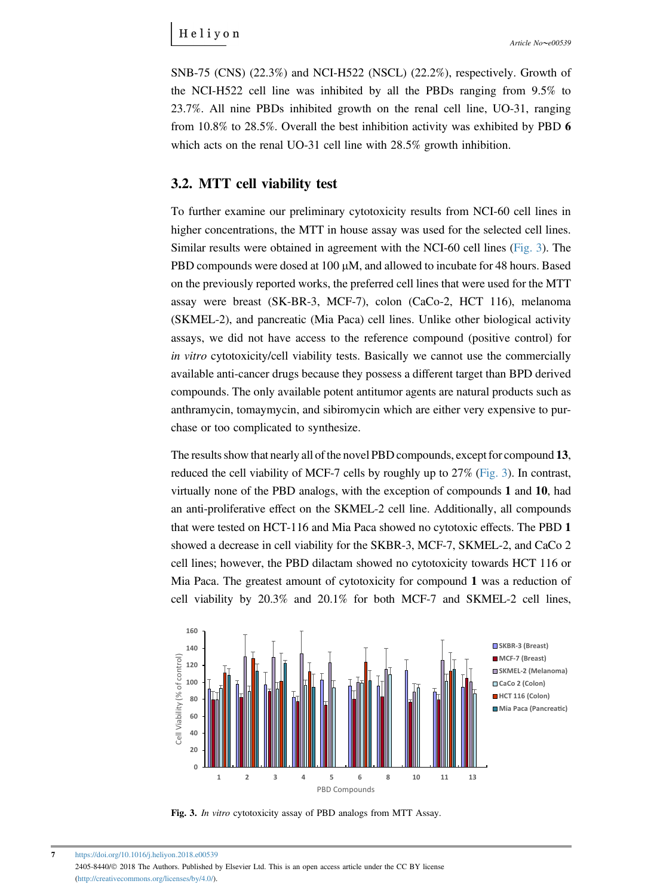SNB-75 (CNS) (22.3%) and NCI-H522 (NSCL) (22.2%), respectively. Growth of the NCI-H522 cell line was inhibited by all the PBDs ranging from 9.5% to 23.7%. All nine PBDs inhibited growth on the renal cell line, UO-31, ranging from 10.8% to 28.5%. Overall the best inhibition activity was exhibited by PBD **6** which acts on the renal UO-31 cell line with 28.5% growth inhibition.

## 3.2. MTT cell viability test

To further examine our preliminary cytotoxicity results from NCI-60 cell lines in higher concentrations, the MTT in house assay was used for the selected cell lines. Similar results were obtained in agreement with the NCI-60 cell lines (Fig. 3). The PBD compounds were dosed at 100 μM, and allowed to incubate for 48 hours. Based on the previously reported works, the preferred cell lines that were used for the MTT assay were breast (SK-BR-3, MCF-7), colon (CaCo-2, HCT 116), melanoma (SKMEL-2), and pancreatic (Mia Paca) cell lines. Unlike other biological activity assays, we did not have access to the reference compound (positive control) for *in vitro* cytotoxicity/cell viability tests. Basically we cannot use the commercially available anti-cancer drugs because they possess a different target than BPD derived compounds. The only available potent antitumor agents are natural products such as anthramycin, tomaymycin, and sibiromycin which are either very expensive to purchase or too complicated to synthesize.

The results show that nearly all of the novel PBD compounds, except for compound **13**, reduced the cell viability of MCF-7 cells by roughly up to 27% (Fig. 3). In contrast, virtually none of the PBD analogs, with the exception of compounds **1** and **10**, had an anti-proliferative effect on the SKMEL-2 cell line. Additionally, all compounds that were tested on HCT-116 and Mia Paca showed no cytotoxic effects. The PBD **1** showed a decrease in cell viability for the SKBR-3, MCF-7, SKMEL-2, and CaCo 2 cell lines; however, the PBD dilactam showed no cytotoxicity towards HCT 116 or Mia Paca. The greatest amount of cytotoxicity for compound **1** was a reduction of cell viability by 20.3% and 20.1% for both MCF-7 and SKMEL-2 cell lines,

**Fig. 3.** *In vitro* cytotoxicity assay of PBD analogs from MTT Assay.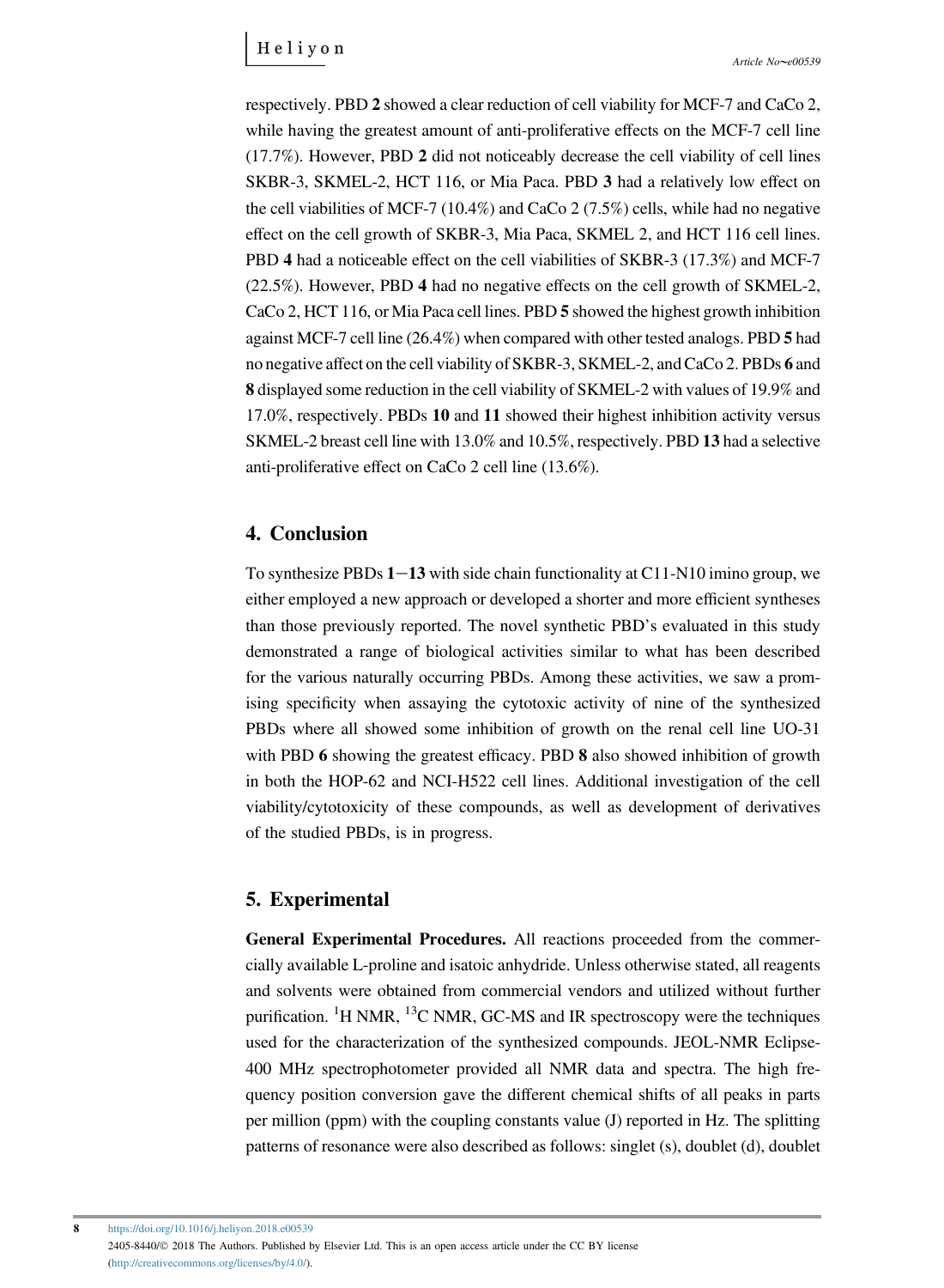respectively. PBD **2** showed a clear reduction of cell viability for MCF-7 and CaCo 2, while having the greatest amount of anti-proliferative effects on the MCF-7 cell line (17.7%). However, PBD **2** did not noticeably decrease the cell viability of cell lines SKBR-3, SKMEL-2, HCT 116, or Mia Paca. PBD **3** had a relatively low effect on the cell viabilities of MCF-7 (10.4%) and CaCo 2 (7.5%) cells, while had no negative effect on the cell growth of SKBR-3, Mia Paca, SKMEL 2, and HCT 116 cell lines. PBD **4** had a noticeable effect on the cell viabilities of SKBR-3 (17.3%) and MCF-7 (22.5%). However, PBD **4** had no negative effects on the cell growth of SKMEL-2, CaCo 2, HCT 116, or Mia Paca cell lines. PBD **5** showed the highest growth inhibition against MCF-7 cell line (26.4%) when compared with other tested analogs. PBD **5** had no negative affect on the cell viability of SKBR-3, SKMEL-2, and CaCo 2. PBDs **6** and **8** displayed some reduction in the cell viability of SKMEL-2 with values of 19.9% and 17.0%, respectively. PBDs **10** and **11** showed their highest inhibition activity versus SKMEL-2 breast cell line with 13.0% and 10.5%, respectively. PBD **13** had a selective anti-proliferative effect on CaCo 2 cell line (13.6%).

## 4. Conclusion

To synthesize PBDs **1**−**13** with side chain functionality at C11-N10 imino group, we either employed a new approach or developed a shorter and more efficient syntheses than those previously reported. The novel synthetic PBD's evaluated in this study demonstrated a range of biological activities similar to what has been described for the various naturally occurring PBDs. Among these activities, we saw a promising specificity when assaying the cytotoxic activity of nine of the synthesized PBDs where all showed some inhibition of growth on the renal cell line UO-31 with PBD **6** showing the greatest efficacy. PBD **8** also showed inhibition of growth in both the HOP-62 and NCI-H522 cell lines. Additional investigation of the cell viability/cytotoxicity of these compounds, as well as development of derivatives of the studied PBDs, is in progress.

## 5. Experimental

**General Experimental Procedures.** All reactions proceeded from the commercially available L-proline and isatoic anhydride. Unless otherwise stated, all reagents and solvents were obtained from commercial vendors and utilized without further purification. $^{1}$H NMR, $^{13}$C NMR, GC-MS and IR spectroscopy were the techniques used for the characterization of the synthesized compounds. JEOL-NMR Eclipse-400 MHz spectrophotometer provided all NMR data and spectra. The high frequency position conversion gave the different chemical shifts of all peaks in parts per million (ppm) with the coupling constants value (J) reported in Hz. The splitting patterns of resonance were also described as follows: singlet (s), doublet (d), doublet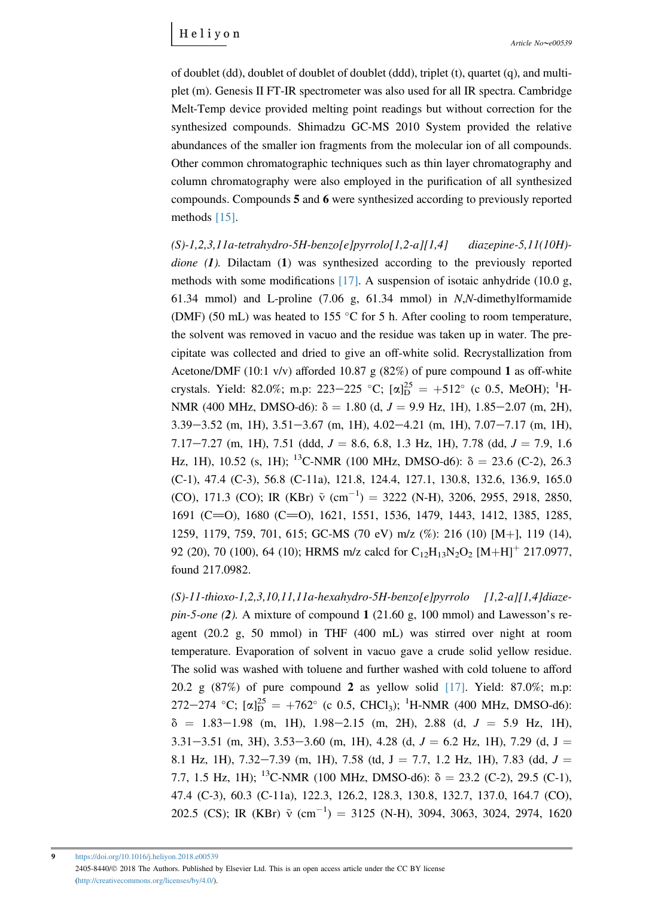of doublet (dd), doublet of doublet of doublet (ddd), triplet (t), quartet (q), and multiplet (m). Genesis II FT-IR spectrometer was also used for all IR spectra. Cambridge Melt-Temp device provided melting point readings but without correction for the synthesized compounds. Shimadzu GC-MS 2010 System provided the relative abundances of the smaller ion fragments from the molecular ion of all compounds. Other common chromatographic techniques such as thin layer chromatography and column chromatography were also employed in the purification of all synthesized compounds. Compounds **5** and **6** were synthesized according to previously reported methods [15].

*(S)-1,2,3,11a-tetrahydro-5H-benzo[e]pyrrolo[1,2-a][1,4] diazepine-5,11(10H)-dione (**1**).* Dilactam (**1**) was synthesized according to the previously reported methods with some modifications [17]. A suspension of isotaic anhydride (10.0 g, 61.34 mmol) and L-proline (7.06 g, 61.34 mmol) in *N*,*N*-dimethylformamide (DMF) (50 mL) was heated to 155 °C for 5 h. After cooling to room temperature, the solvent was removed in vacuo and the residue was taken up in water. The precipitate was collected and dried to give an off-white solid. Recrystallization from Acetone/DMF (10:1 v/v) afforded 10.87 g (82%) of pure compound **1** as off-white crystals. Yield: 82.0%; m.p: 223−225 °C; $[\alpha]_D^{25} = +512°$ (c 0.5, MeOH); $^1$H-NMR (400 MHz, DMSO-d6): δ = 1.80 (d, *J* = 9.9 Hz, 1H), 1.85−2.07 (m, 2H), 3.39−3.52 (m, 1H), 3.51−3.67 (m, 1H), 4.02−4.21 (m, 1H), 7.07−7.17 (m, 1H), 7.17−7.27 (m, 1H), 7.51 (ddd, *J* = 8.6, 6.8, 1.3 Hz, 1H), 7.78 (dd, *J* = 7.9, 1.6 Hz, 1H), 10.52 (s, 1H); $^{13}$C-NMR (100 MHz, DMSO-d6): δ = 23.6 (C-2), 26.3 (C-1), 47.4 (C-3), 56.8 (C-11a), 121.8, 124.4, 127.1, 130.8, 132.6, 136.9, 165.0 (CO), 171.3 (CO); IR (KBr) $\tilde{\nu}$ (cm$^{-1}$) = 3222 (N-H), 3206, 2955, 2918, 2850, 1691 (C=O), 1680 (C=O), 1621, 1551, 1536, 1479, 1443, 1412, 1385, 1285, 1259, 1179, 759, 701, 615; GC-MS (70 eV) m/z (%): 216 (10) [M+], 119 (14), 92 (20), 70 (100), 64 (10); HRMS m/z calcd for $C_{12}H_{13}N_2O_2$ $[M+H]^+$ 217.0977, found 217.0982.

*(S)-11-thioxo-1,2,3,10,11,11a-hexahydro-5H-benzo[e]pyrrolo [1,2-a][1,4]diazepin-5-one (**2**).* A mixture of compound **1** (21.60 g, 100 mmol) and Lawesson's reagent (20.2 g, 50 mmol) in THF (400 mL) was stirred over night at room temperature. Evaporation of solvent in vacuo gave a crude solid yellow residue. The solid was washed with toluene and further washed with cold toluene to afford 20.2 g (87%) of pure compound **2** as yellow solid [17]. Yield: 87.0%; m.p: 272−274 °C; $[\alpha]_D^{25} = +762°$ (c 0.5, CHCl$_3$); $^1$H-NMR (400 MHz, DMSO-d6): δ = 1.83−1.98 (m, 1H), 1.98−2.15 (m, 2H), 2.88 (d, *J* = 5.9 Hz, 1H), 3.31−3.51 (m, 3H), 3.53−3.60 (m, 1H), 4.28 (d, *J* = 6.2 Hz, 1H), 7.29 (d, J = 8.1 Hz, 1H), 7.32−7.39 (m, 1H), 7.58 (td, J = 7.7, 1.2 Hz, 1H), 7.83 (dd, *J* = 7.7, 1.5 Hz, 1H); $^{13}$C-NMR (100 MHz, DMSO-d6): δ = 23.2 (C-2), 29.5 (C-1), 47.4 (C-3), 60.3 (C-11a), 122.3, 126.2, 128.3, 130.8, 132.7, 137.0, 164.7 (CO), 202.5 (CS); IR (KBr) $\tilde{\nu}$ (cm$^{-1}$) = 3125 (N-H), 3094, 3063, 3024, 2974, 1620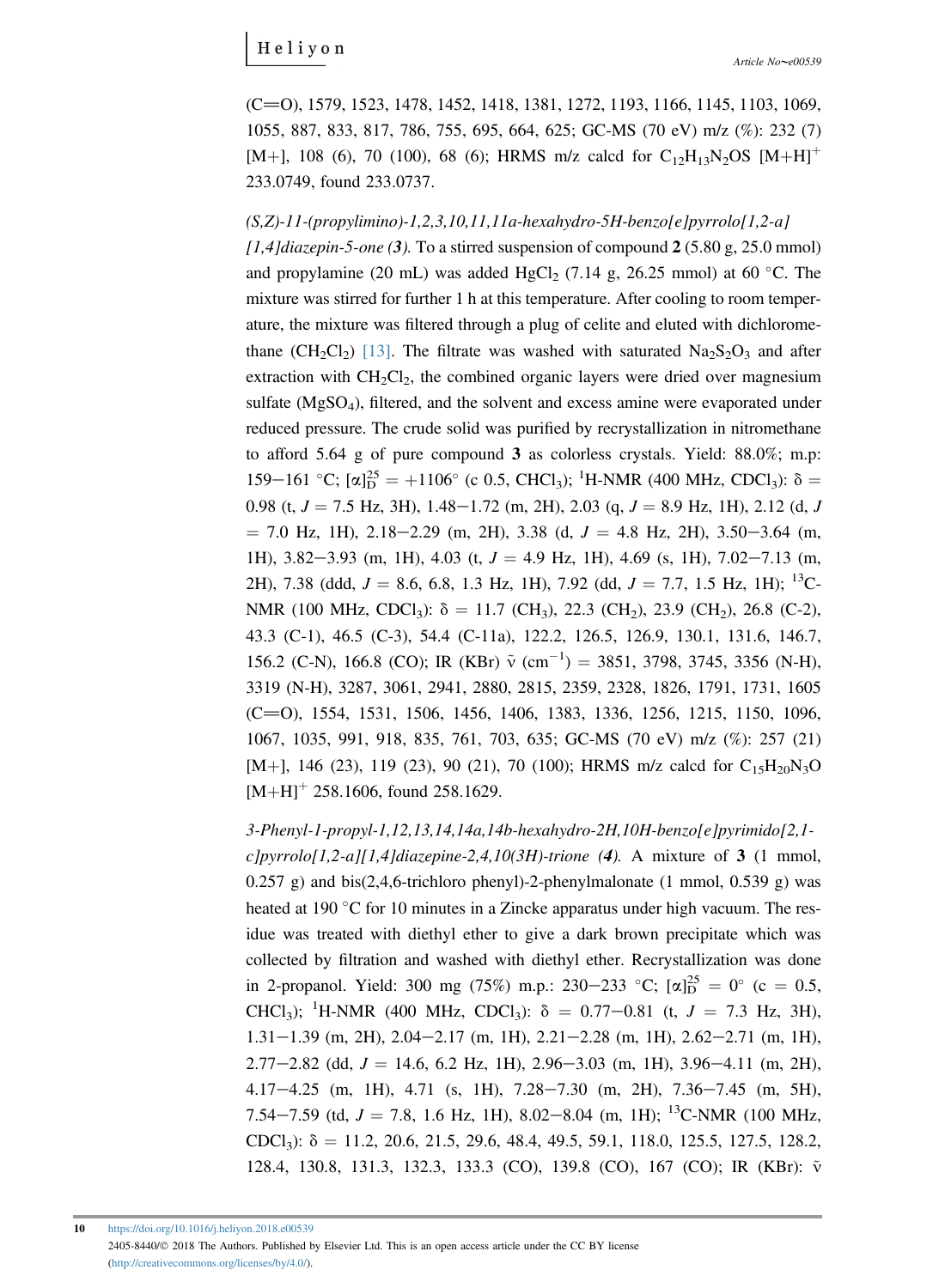(C═O), 1579, 1523, 1478, 1452, 1418, 1381, 1272, 1193, 1166, 1145, 1103, 1069, 1055, 887, 833, 817, 786, 755, 695, 664, 625; GC-MS (70 eV) m/z (%): 232 (7) [M+], 108 (6), 70 (100), 68 (6); HRMS m/z calcd for $C_{12}H_{13}N_2OS$ $[M+H]^+$ 233.0749, found 233.0737.

*(S,Z)-11-(propylimino)-1,2,3,10,11,11a-hexahydro-5H-benzo[e]pyrrolo[1,2-a][1,4]diazepin-5-one (**3**).* To a stirred suspension of compound **2** (5.80 g, 25.0 mmol) and propylamine (20 mL) was added $HgCl_2$ (7.14 g, 26.25 mmol) at 60 °C. The mixture was stirred for further 1 h at this temperature. After cooling to room temperature, the mixture was filtered through a plug of celite and eluted with dichloromethane ($CH_2Cl_2$) [13]. The filtrate was washed with saturated $Na_2S_2O_3$ and after extraction with $CH_2Cl_2$, the combined organic layers were dried over magnesium sulfate ($MgSO_4$), filtered, and the solvent and excess amine were evaporated under reduced pressure. The crude solid was purified by recrystallization in nitromethane to afford 5.64 g of pure compound **3** as colorless crystals. Yield: 88.0%; m.p: 159−161 °C; $[\alpha]_D^{25} = +1106°$ (c 0.5, $CHCl_3$); $^1$H-NMR (400 MHz, $CDCl_3$): δ = 0.98 (t, *J* = 7.5 Hz, 3H), 1.48−1.72 (m, 2H), 2.03 (q, *J* = 8.9 Hz, 1H), 2.12 (d, *J* = 7.0 Hz, 1H), 2.18−2.29 (m, 2H), 3.38 (d, *J* = 4.8 Hz, 2H), 3.50−3.64 (m, 1H), 3.82−3.93 (m, 1H), 4.03 (t, *J* = 4.9 Hz, 1H), 4.69 (s, 1H), 7.02−7.13 (m, 2H), 7.38 (ddd, *J* = 8.6, 6.8, 1.3 Hz, 1H), 7.92 (dd, *J* = 7.7, 1.5 Hz, 1H); $^{13}$C-NMR (100 MHz, $CDCl_3$): δ = 11.7 ($CH_3$), 22.3 ($CH_2$), 23.9 ($CH_2$), 26.8 (C-2), 43.3 (C-1), 46.5 (C-3), 54.4 (C-11a), 122.2, 126.5, 126.9, 130.1, 131.6, 146.7, 156.2 (C-N), 166.8 (CO); IR (KBr) $\tilde{\nu}$ ($cm^{-1}$) = 3851, 3798, 3745, 3356 (N-H), 3319 (N-H), 3287, 3061, 2941, 2880, 2815, 2359, 2328, 1826, 1791, 1731, 1605 (C═O), 1554, 1531, 1506, 1456, 1406, 1383, 1336, 1256, 1215, 1150, 1096, 1067, 1035, 991, 918, 835, 761, 703, 635; GC-MS (70 eV) m/z (%): 257 (21) [M+], 146 (23), 119 (23), 90 (21), 70 (100); HRMS m/z calcd for $C_{15}H_{20}N_3O$ $[M+H]^+$ 258.1606, found 258.1629.

*3-Phenyl-1-propyl-1,12,13,14,14a,14b-hexahydro-2H,10H-benzo[e]pyrimido[2,1-c]pyrrolo[1,2-a][1,4]diazepine-2,4,10(3H)-trione (**4**).* A mixture of **3** (1 mmol, 0.257 g) and bis(2,4,6-trichloro phenyl)-2-phenylmalonate (1 mmol, 0.539 g) was heated at 190 °C for 10 minutes in a Zincke apparatus under high vacuum. The residue was treated with diethyl ether to give a dark brown precipitate which was collected by filtration and washed with diethyl ether. Recrystallization was done in 2-propanol. Yield: 300 mg (75%) m.p.: 230−233 °C; $[\alpha]_D^{25} = 0°$ (c = 0.5, $CHCl_3$); $^1$H-NMR (400 MHz, $CDCl_3$): δ = 0.77−0.81 (t, *J* = 7.3 Hz, 3H), 1.31−1.39 (m, 2H), 2.04−2.17 (m, 1H), 2.21−2.28 (m, 1H), 2.62−2.71 (m, 1H), 2.77−2.82 (dd, *J* = 14.6, 6.2 Hz, 1H), 2.96−3.03 (m, 1H), 3.96−4.11 (m, 2H), 4.17−4.25 (m, 1H), 4.71 (s, 1H), 7.28−7.30 (m, 2H), 7.36−7.45 (m, 5H), 7.54−7.59 (td, *J* = 7.8, 1.6 Hz, 1H), 8.02−8.04 (m, 1H); $^{13}$C-NMR (100 MHz, $CDCl_3$): δ = 11.2, 20.6, 21.5, 29.6, 48.4, 49.5, 59.1, 118.0, 125.5, 127.5, 128.2, 128.4, 130.8, 131.3, 132.3, 133.3 (CO), 139.8 (CO), 167 (CO); IR (KBr): $\tilde{\nu}$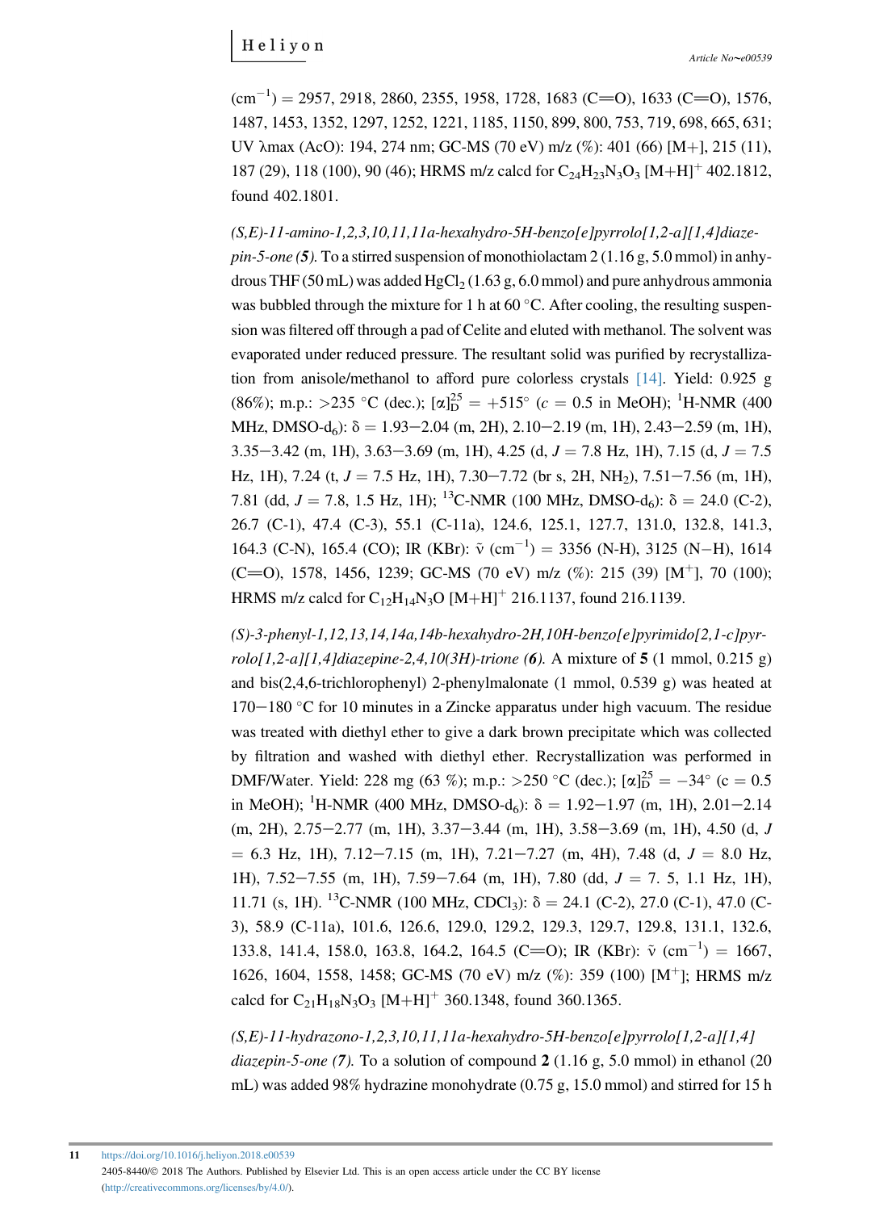(cm$^{-1}$) = 2957, 2918, 2860, 2355, 1958, 1728, 1683 (C=O), 1633 (C=O), 1576, 1487, 1453, 1352, 1297, 1252, 1221, 1185, 1150, 899, 800, 753, 719, 698, 665, 631; UV λmax (AcO): 194, 274 nm; GC-MS (70 eV) m/z (%): 401 (66) [M+], 215 (11), 187 (29), 118 (100), 90 (46); HRMS m/z calcd for $C_{24}H_{23}N_3O_3$ $[M+H]^+$ 402.1812, found 402.1801.

*(S,E)-11-amino-1,2,3,10,11,11a-hexahydro-5H-benzo[e]pyrrolo[1,2-a][1,4]diazepin-5-one (**5**).* To a stirred suspension of monothiolactam 2 (1.16 g, 5.0 mmol) in anhydrous THF (50 mL) was added $HgCl_2$ (1.63 g, 6.0 mmol) and pure anhydrous ammonia was bubbled through the mixture for 1 h at 60 °C. After cooling, the resulting suspension was filtered off through a pad of Celite and eluted with methanol. The solvent was evaporated under reduced pressure. The resultant solid was purified by recrystallization from anisole/methanol to afford pure colorless crystals [14]. Yield: 0.925 g (86%); m.p.: >235 °C (dec.); $[\alpha]_D^{25} = +515°$ ($c$ = 0.5 in MeOH); $^1$H-NMR (400 MHz, DMSO-d$_6$): δ = 1.93−2.04 (m, 2H), 2.10−2.19 (m, 1H), 2.43−2.59 (m, 1H), 3.35−3.42 (m, 1H), 3.63−3.69 (m, 1H), 4.25 (d, $J$ = 7.8 Hz, 1H), 7.15 (d, $J$ = 7.5 Hz, 1H), 7.24 (t, $J$ = 7.5 Hz, 1H), 7.30−7.72 (br s, 2H, $NH_2$), 7.51−7.56 (m, 1H), 7.81 (dd, $J$ = 7.8, 1.5 Hz, 1H); $^{13}$C-NMR (100 MHz, DMSO-d$_6$): δ = 24.0 (C-2), 26.7 (C-1), 47.4 (C-3), 55.1 (C-11a), 124.6, 125.1, 127.7, 131.0, 132.8, 141.3, 164.3 (C-N), 165.4 (CO); IR (KBr): $\tilde{\nu}$ (cm$^{-1}$) = 3356 (N-H), 3125 (N−H), 1614 (C=O), 1578, 1456, 1239; GC-MS (70 eV) m/z (%): 215 (39) [M$^+$], 70 (100); HRMS m/z calcd for $C_{12}H_{14}N_3O$ $[M+H]^+$ 216.1137, found 216.1139.

*(S)-3-phenyl-1,12,13,14,14a,14b-hexahydro-2H,10H-benzo[e]pyrimido[2,1-c]pyrrolo[1,2-a][1,4]diazepine-2,4,10(3H)-trione (**6**).* A mixture of **5** (1 mmol, 0.215 g) and bis(2,4,6-trichlorophenyl) 2-phenylmalonate (1 mmol, 0.539 g) was heated at 170−180 °C for 10 minutes in a Zincke apparatus under high vacuum. The residue was treated with diethyl ether to give a dark brown precipitate which was collected by filtration and washed with diethyl ether. Recrystallization was performed in DMF/Water. Yield: 228 mg (63 %); m.p.: >250 °C (dec.); $[\alpha]_D^{25} = -34°$ (c = 0.5 in MeOH); $^1$H-NMR (400 MHz, DMSO-d$_6$): δ = 1.92−1.97 (m, 1H), 2.01−2.14 (m, 2H), 2.75−2.77 (m, 1H), 3.37−3.44 (m, 1H), 3.58−3.69 (m, 1H), 4.50 (d, $J$ = 6.3 Hz, 1H), 7.12−7.15 (m, 1H), 7.21−7.27 (m, 4H), 7.48 (d, $J$ = 8.0 Hz, 1H), 7.52−7.55 (m, 1H), 7.59−7.64 (m, 1H), 7.80 (dd, $J$ = 7. 5, 1.1 Hz, 1H), 11.71 (s, 1H). $^{13}$C-NMR (100 MHz, $CDCl_3$): δ = 24.1 (C-2), 27.0 (C-1), 47.0 (C-3), 58.9 (C-11a), 101.6, 126.6, 129.0, 129.2, 129.3, 129.7, 129.8, 131.1, 132.6, 133.8, 141.4, 158.0, 163.8, 164.2, 164.5 (C=O); IR (KBr): $\tilde{\nu}$ (cm$^{-1}$) = 1667, 1626, 1604, 1558, 1458; GC-MS (70 eV) m/z (%): 359 (100) [M$^+$]; HRMS m/z calcd for $C_{21}H_{18}N_3O_3$ $[M+H]^+$ 360.1348, found 360.1365.

*(S,E)-11-hydrazono-1,2,3,10,11,11a-hexahydro-5H-benzo[e]pyrrolo[1,2-a][1,4] diazepin-5-one (7).* To a solution of compound **2** (1.16 g, 5.0 mmol) in ethanol (20 mL) was added 98% hydrazine monohydrate (0.75 g, 15.0 mmol) and stirred for 15 h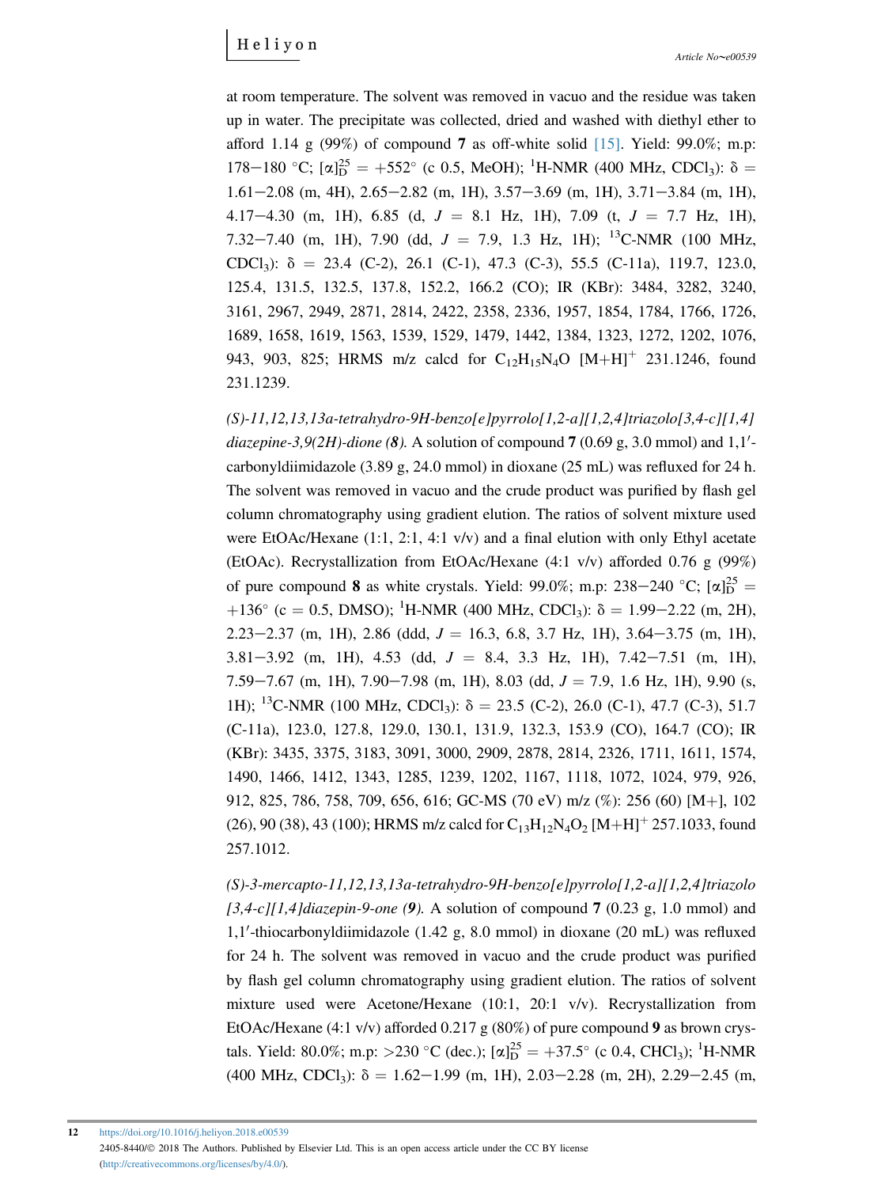at room temperature. The solvent was removed in vacuo and the residue was taken up in water. The precipitate was collected, dried and washed with diethyl ether to afford 1.14 g (99%) of compound **7** as off-white solid [15]. Yield: 99.0%; m.p: 178−180 °C; $[\alpha]_D^{25} = +552°$ (c 0.5, MeOH); $^1$H-NMR (400 MHz, $CDCl_3$): δ = 1.61−2.08 (m, 4H), 2.65−2.82 (m, 1H), 3.57−3.69 (m, 1H), 3.71−3.84 (m, 1H), 4.17−4.30 (m, 1H), 6.85 (d, $J$ = 8.1 Hz, 1H), 7.09 (t, $J$ = 7.7 Hz, 1H), 7.32−7.40 (m, 1H), 7.90 (dd, $J$ = 7.9, 1.3 Hz, 1H); $^{13}$C-NMR (100 MHz, $CDCl_3$): δ = 23.4 (C-2), 26.1 (C-1), 47.3 (C-3), 55.5 (C-11a), 119.7, 123.0, 125.4, 131.5, 132.5, 137.8, 152.2, 166.2 (CO); IR (KBr): 3484, 3282, 3240, 3161, 2967, 2949, 2871, 2814, 2422, 2358, 2336, 1957, 1854, 1784, 1766, 1726, 1689, 1658, 1619, 1563, 1539, 1529, 1479, 1442, 1384, 1323, 1272, 1202, 1076, 943, 903, 825; HRMS m/z calcd for $C_{12}H_{15}N_4O$ $[M+H]^+$ 231.1246, found 231.1239.

*(S)-11,12,13,13a-tetrahydro-9H-benzo[e]pyrrolo[1,2-a][1,2,4]triazolo[3,4-c][1,4]diazepine-3,9(2H)-dione (**8**).* A solution of compound **7** (0.69 g, 3.0 mmol) and 1,1′-carbonyldiimidazole (3.89 g, 24.0 mmol) in dioxane (25 mL) was refluxed for 24 h. The solvent was removed in vacuo and the crude product was purified by flash gel column chromatography using gradient elution. The ratios of solvent mixture used were EtOAc/Hexane (1:1, 2:1, 4:1 v/v) and a final elution with only Ethyl acetate (EtOAc). Recrystallization from EtOAc/Hexane (4:1 v/v) afforded 0.76 g (99%) of pure compound **8** as white crystals. Yield: 99.0%; m.p: 238−240 °C; $[\alpha]_D^{25} = +136°$ (c = 0.5, DMSO); $^1$H-NMR (400 MHz, $CDCl_3$): δ = 1.99−2.22 (m, 2H), 2.23−2.37 (m, 1H), 2.86 (ddd, $J$ = 16.3, 6.8, 3.7 Hz, 1H), 3.64−3.75 (m, 1H), 3.81−3.92 (m, 1H), 4.53 (dd, $J$ = 8.4, 3.3 Hz, 1H), 7.42−7.51 (m, 1H), 7.59−7.67 (m, 1H), 7.90−7.98 (m, 1H), 8.03 (dd, $J$ = 7.9, 1.6 Hz, 1H), 9.90 (s, 1H); $^{13}$C-NMR (100 MHz, $CDCl_3$): δ = 23.5 (C-2), 26.0 (C-1), 47.7 (C-3), 51.7 (C-11a), 123.0, 127.8, 129.0, 130.1, 131.9, 132.3, 153.9 (CO), 164.7 (CO); IR (KBr): 3435, 3375, 3183, 3091, 3000, 2909, 2878, 2814, 2326, 1711, 1611, 1574, 1490, 1466, 1412, 1343, 1285, 1239, 1202, 1167, 1118, 1072, 1024, 979, 926, 912, 825, 786, 758, 709, 656, 616; GC-MS (70 eV) m/z (%): 256 (60) [M+], 102 (26), 90 (38), 43 (100); HRMS m/z calcd for $C_{13}H_{12}N_4O_2$ $[M+H]^+$ 257.1033, found 257.1012.

*(S)-3-mercapto-11,12,13,13a-tetrahydro-9H-benzo[e]pyrrolo[1,2-a][1,2,4]triazolo[3,4-c][1,4]diazepin-9-one (**9**).* A solution of compound **7** (0.23 g, 1.0 mmol) and 1,1′-thiocarbonyldiimidazole (1.42 g, 8.0 mmol) in dioxane (20 mL) was refluxed for 24 h. The solvent was removed in vacuo and the crude product was purified by flash gel column chromatography using gradient elution. The ratios of solvent mixture used were Acetone/Hexane (10:1, 20:1 v/v). Recrystallization from EtOAc/Hexane (4:1 v/v) afforded 0.217 g (80%) of pure compound **9** as brown crystals. Yield: 80.0%; m.p: >230 °C (dec.); $[\alpha]_D^{25} = +37.5°$ (c 0.4, $CHCl_3$); $^1$H-NMR (400 MHz, $CDCl_3$): δ = 1.62−1.99 (m, 1H), 2.03−2.28 (m, 2H), 2.29−2.45 (m,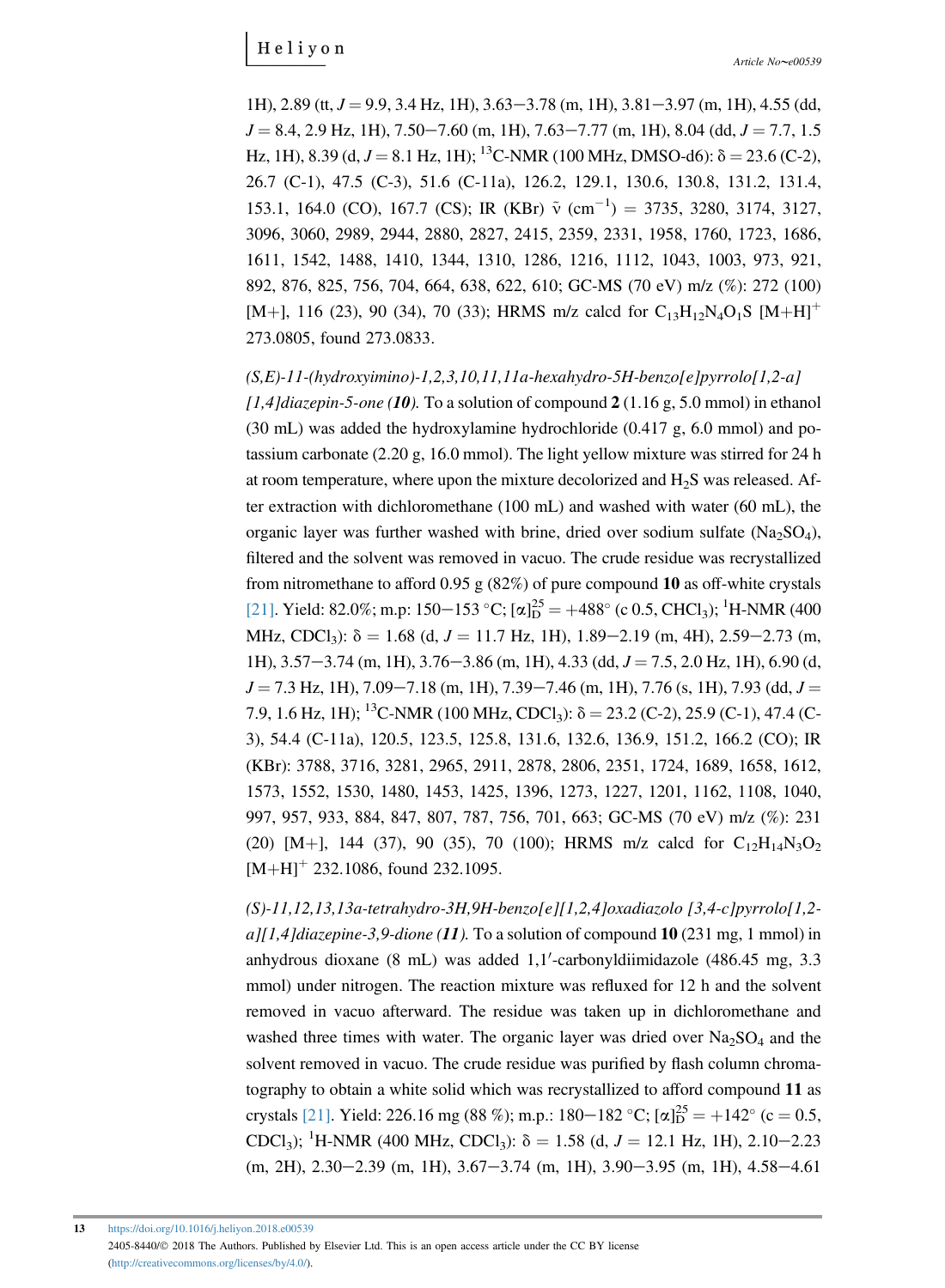1H), 2.89 (tt, $J = 9.9$, 3.4 Hz, 1H), 3.63−3.78 (m, 1H), 3.81−3.97 (m, 1H), 4.55 (dd, $J = 8.4$, 2.9 Hz, 1H), 7.50−7.60 (m, 1H), 7.63−7.77 (m, 1H), 8.04 (dd, $J = 7.7$, 1.5 Hz, 1H), 8.39 (d, $J = 8.1$ Hz, 1H); $^{13}$C-NMR (100 MHz, DMSO-d6): δ = 23.6 (C-2), 26.7 (C-1), 47.5 (C-3), 51.6 (C-11a), 126.2, 129.1, 130.6, 130.8, 131.2, 131.4, 153.1, 164.0 (CO), 167.7 (CS); IR (KBr) $\tilde{\nu}$ (cm$^{-1}$) = 3735, 3280, 3174, 3127, 3096, 3060, 2989, 2944, 2880, 2827, 2415, 2359, 2331, 1958, 1760, 1723, 1686, 1611, 1542, 1488, 1410, 1344, 1310, 1286, 1216, 1112, 1043, 1003, 973, 921, 892, 876, 825, 756, 704, 664, 638, 622, 610; GC-MS (70 eV) m/z (%): 272 (100) [M+], 116 (23), 90 (34), 70 (33); HRMS m/z calcd for $C_{13}H_{12}N_4O_1S$ $[M+H]^+$ 273.0805, found 273.0833.

*(S,E)-11-(hydroxyimino)-1,2,3,10,11,11a-hexahydro-5H-benzo[e]pyrrolo[1,2-a][1,4]diazepin-5-one (**10**).* To a solution of compound **2** (1.16 g, 5.0 mmol) in ethanol (30 mL) was added the hydroxylamine hydrochloride (0.417 g, 6.0 mmol) and potassium carbonate (2.20 g, 16.0 mmol). The light yellow mixture was stirred for 24 h at room temperature, where upon the mixture decolorized and $H_2S$ was released. After extraction with dichloromethane (100 mL) and washed with water (60 mL), the organic layer was further washed with brine, dried over sodium sulfate ($Na_2SO_4$), filtered and the solvent was removed in vacuo. The crude residue was recrystallized from nitromethane to afford 0.95 g (82%) of pure compound **10** as off-white crystals [21]. Yield: 82.0%; m.p: 150−153 °C; $[\alpha]_D^{25} = +488°$ (c 0.5, $CHCl_3$); $^1$H-NMR (400 MHz, $CDCl_3$): δ = 1.68 (d, $J = 11.7$ Hz, 1H), 1.89−2.19 (m, 4H), 2.59−2.73 (m, 1H), 3.57−3.74 (m, 1H), 3.76−3.86 (m, 1H), 4.33 (dd, $J = 7.5$, 2.0 Hz, 1H), 6.90 (d, $J = 7.3$ Hz, 1H), 7.09−7.18 (m, 1H), 7.39−7.46 (m, 1H), 7.76 (s, 1H), 7.93 (dd, $J = 7.9$, 1.6 Hz, 1H); $^{13}$C-NMR (100 MHz, $CDCl_3$): δ = 23.2 (C-2), 25.9 (C-1), 47.4 (C-3), 54.4 (C-11a), 120.5, 123.5, 125.8, 131.6, 132.6, 136.9, 151.2, 166.2 (CO); IR (KBr): 3788, 3716, 3281, 2965, 2911, 2878, 2806, 2351, 1724, 1689, 1658, 1612, 1573, 1552, 1530, 1480, 1453, 1425, 1396, 1273, 1227, 1201, 1162, 1108, 1040, 997, 957, 933, 884, 847, 807, 787, 756, 701, 663; GC-MS (70 eV) m/z (%): 231 (20) [M+], 144 (37), 90 (35), 70 (100); HRMS m/z calcd for $C_{12}H_{14}N_3O_2$ $[M+H]^+$ 232.1086, found 232.1095.

*(S)-11,12,13,13a-tetrahydro-3H,9H-benzo[e][1,2,4]oxadiazolo [3,4-c]pyrrolo[1,2-a][1,4]diazepine-3,9-dione (**11**).* To a solution of compound **10** (231 mg, 1 mmol) in anhydrous dioxane (8 mL) was added 1,1′-carbonyldiimidazole (486.45 mg, 3.3 mmol) under nitrogen. The reaction mixture was refluxed for 12 h and the solvent removed in vacuo afterward. The residue was taken up in dichloromethane and washed three times with water. The organic layer was dried over $Na_2SO_4$ and the solvent removed in vacuo. The crude residue was purified by flash column chromatography to obtain a white solid which was recrystallized to afford compound **11** as crystals [21]. Yield: 226.16 mg (88 %); m.p.: 180−182 °C; $[\alpha]_D^{25} = +142°$ (c = 0.5, $CDCl_3$); $^1$H-NMR (400 MHz, $CDCl_3$): δ = 1.58 (d, $J = 12.1$ Hz, 1H), 2.10−2.23 (m, 2H), 2.30−2.39 (m, 1H), 3.67−3.74 (m, 1H), 3.90−3.95 (m, 1H), 4.58−4.61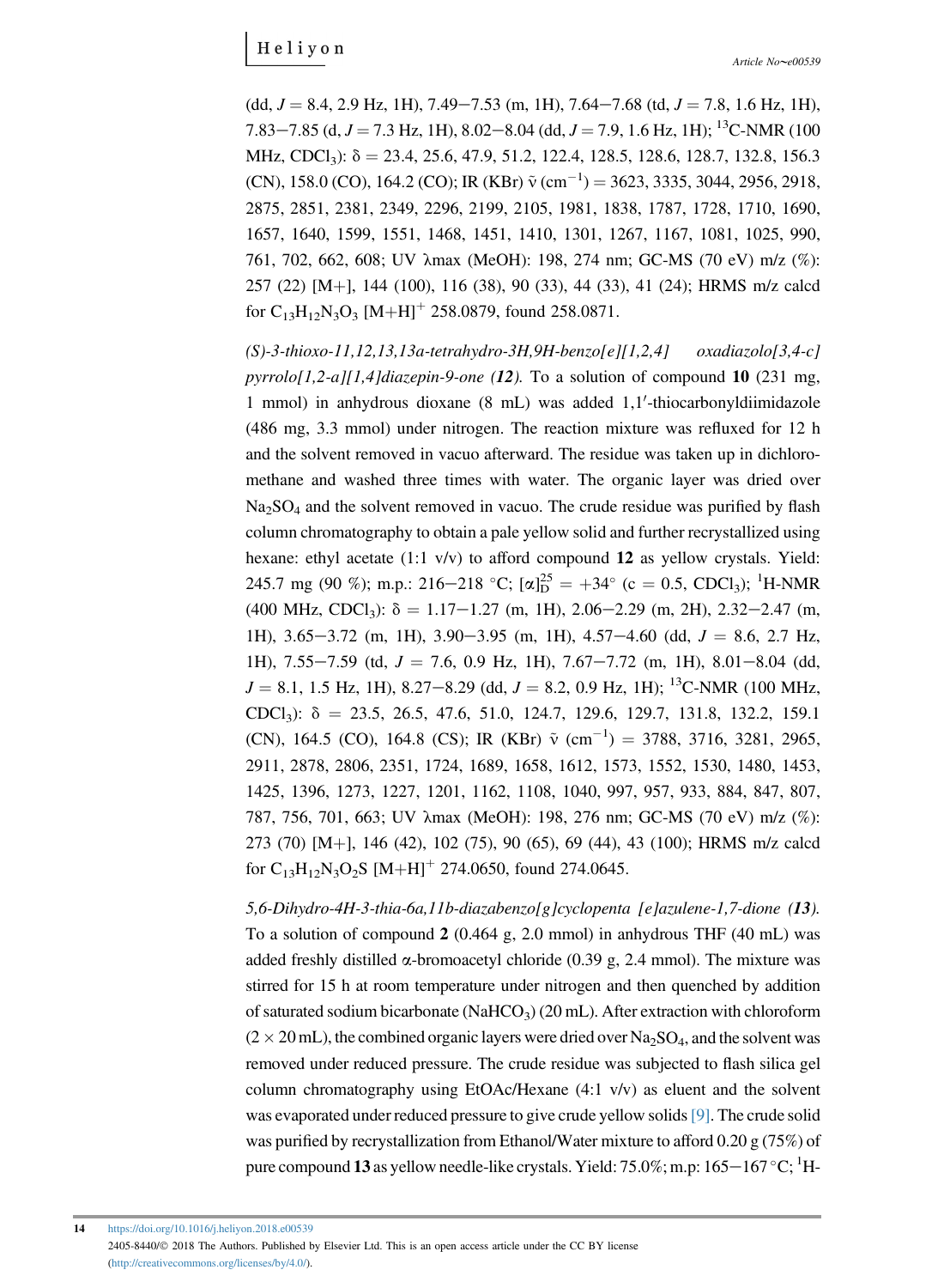(dd, $J = 8.4, 2.9$ Hz, 1H), 7.49−7.53 (m, 1H), 7.64−7.68 (td, $J = 7.8, 1.6$ Hz, 1H), 7.83−7.85 (d, $J = 7.3$ Hz, 1H), 8.02−8.04 (dd, $J = 7.9, 1.6$ Hz, 1H); $^{13}$C-NMR (100 MHz, $CDCl_3$): δ = 23.4, 25.6, 47.9, 51.2, 122.4, 128.5, 128.6, 128.7, 132.8, 156.3 (CN), 158.0 (CO), 164.2 (CO); IR (KBr) $\tilde{\nu}$ ($cm^{-1}$) = 3623, 3335, 3044, 2956, 2918, 2875, 2851, 2381, 2349, 2296, 2199, 2105, 1981, 1838, 1787, 1728, 1710, 1690, 1657, 1640, 1599, 1551, 1468, 1451, 1410, 1301, 1267, 1167, 1081, 1025, 990, 761, 702, 662, 608; UV λmax (MeOH): 198, 274 nm; GC-MS (70 eV) m/z (%): 257 (22) [M+], 144 (100), 116 (38), 90 (33), 44 (33), 41 (24); HRMS m/z calcd for $C_{13}H_{12}N_3O_3$ $[M+H]^+$ 258.0879, found 258.0871.

*(S)-3-thioxo-11,12,13,13a-tetrahydro-3H,9H-benzo[e][1,2,4] oxadiazolo[3,4-c] pyrrolo[1,2-a][1,4]diazepin-9-one (**12**).* To a solution of compound **10** (231 mg, 1 mmol) in anhydrous dioxane (8 mL) was added 1,1′-thiocarbonyldiimidazole (486 mg, 3.3 mmol) under nitrogen. The reaction mixture was refluxed for 12 h and the solvent removed in vacuo afterward. The residue was taken up in dichloromethane and washed three times with water. The organic layer was dried over $Na_2SO_4$ and the solvent removed in vacuo. The crude residue was purified by flash column chromatography to obtain a pale yellow solid and further recrystallized using hexane: ethyl acetate (1:1 v/v) to afford compound **12** as yellow crystals. Yield: 245.7 mg (90 %); m.p.: 216−218 °C; $[\alpha]_D^{25} = +34°$ (c = 0.5, $CDCl_3$); $^1$H-NMR (400 MHz, $CDCl_3$): δ = 1.17−1.27 (m, 1H), 2.06−2.29 (m, 2H), 2.32−2.47 (m, 1H), 3.65−3.72 (m, 1H), 3.90−3.95 (m, 1H), 4.57−4.60 (dd, $J = 8.6, 2.7$ Hz, 1H), 7.55−7.59 (td, $J = 7.6, 0.9$ Hz, 1H), 7.67−7.72 (m, 1H), 8.01−8.04 (dd, $J = 8.1, 1.5$ Hz, 1H), 8.27−8.29 (dd, $J = 8.2, 0.9$ Hz, 1H); $^{13}$C-NMR (100 MHz, $CDCl_3$): δ = 23.5, 26.5, 47.6, 51.0, 124.7, 129.6, 129.7, 131.8, 132.2, 159.1 (CN), 164.5 (CO), 164.8 (CS); IR (KBr) $\tilde{\nu}$ ($cm^{-1}$) = 3788, 3716, 3281, 2965, 2911, 2878, 2806, 2351, 1724, 1689, 1658, 1612, 1573, 1552, 1530, 1480, 1453, 1425, 1396, 1273, 1227, 1201, 1162, 1108, 1040, 997, 957, 933, 884, 847, 807, 787, 756, 701, 663; UV λmax (MeOH): 198, 276 nm; GC-MS (70 eV) m/z (%): 273 (70) [M+], 146 (42), 102 (75), 90 (65), 69 (44), 43 (100); HRMS m/z calcd for $C_{13}H_{12}N_3O_2S$ $[M+H]^+$ 274.0650, found 274.0645.

*5,6-Dihydro-4H-3-thia-6a,11b-diazabenzo[g]cyclopenta [e]azulene-1,7-dione (**13**).* To a solution of compound **2** (0.464 g, 2.0 mmol) in anhydrous THF (40 mL) was added freshly distilled α-bromoacetyl chloride (0.39 g, 2.4 mmol). The mixture was stirred for 15 h at room temperature under nitrogen and then quenched by addition of saturated sodium bicarbonate ($NaHCO_3$) (20 mL). After extraction with chloroform (2 × 20 mL), the combined organic layers were dried over $Na_2SO_4$, and the solvent was removed under reduced pressure. The crude residue was subjected to flash silica gel column chromatography using EtOAc/Hexane (4:1 v/v) as eluent and the solvent was evaporated under reduced pressure to give crude yellow solids [9]. The crude solid was purified by recrystallization from Ethanol/Water mixture to afford 0.20 g (75%) of pure compound **13** as yellow needle-like crystals. Yield: 75.0%; m.p: 165−167 °C; $^1$H-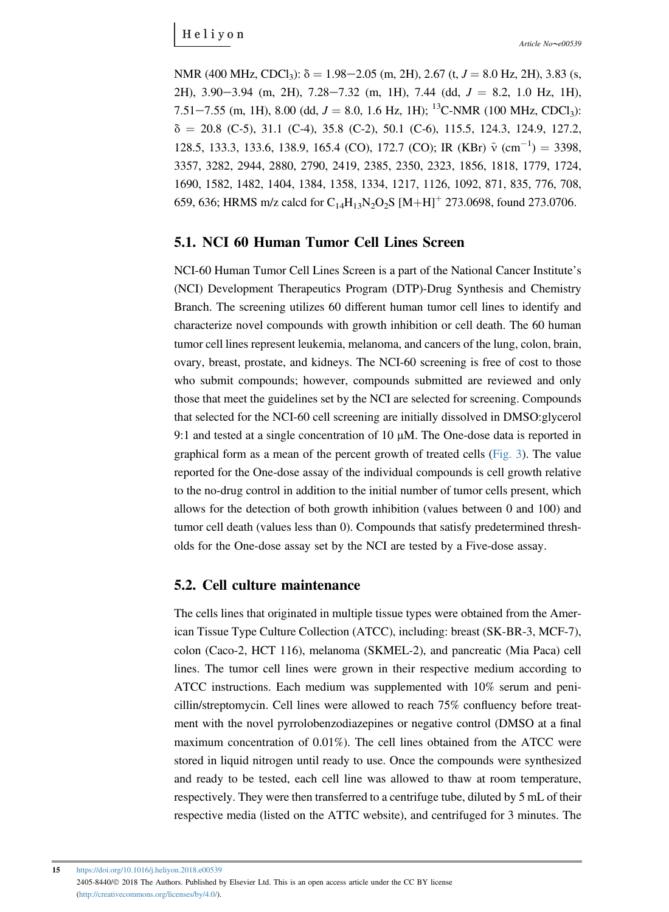NMR (400 MHz, $CDCl_3$): δ = 1.98−2.05 (m, 2H), 2.67 (t, $J$ = 8.0 Hz, 2H), 3.83 (s, 2H), 3.90−3.94 (m, 2H), 7.28−7.32 (m, 1H), 7.44 (dd, $J$ = 8.2, 1.0 Hz, 1H), 7.51−7.55 (m, 1H), 8.00 (dd, $J$ = 8.0, 1.6 Hz, 1H); $^{13}$C-NMR (100 MHz, $CDCl_3$): δ = 20.8 (C-5), 31.1 (C-4), 35.8 (C-2), 50.1 (C-6), 115.5, 124.3, 124.9, 127.2, 128.5, 133.3, 133.6, 138.9, 165.4 (CO), 172.7 (CO); IR (KBr) $\tilde{\nu}$ ($cm^{-1}$) = 3398, 3357, 3282, 2944, 2880, 2790, 2419, 2385, 2350, 2323, 1856, 1818, 1779, 1724, 1690, 1582, 1482, 1404, 1384, 1358, 1334, 1217, 1126, 1092, 871, 835, 776, 708, 659, 636; HRMS m/z calcd for $C_{14}H_{13}N_2O_2S$ $[M+H]^+$ 273.0698, found 273.0706.

## 5.1. NCI 60 Human Tumor Cell Lines Screen

NCI-60 Human Tumor Cell Lines Screen is a part of the National Cancer Institute's (NCI) Development Therapeutics Program (DTP)-Drug Synthesis and Chemistry Branch. The screening utilizes 60 different human tumor cell lines to identify and characterize novel compounds with growth inhibition or cell death. The 60 human tumor cell lines represent leukemia, melanoma, and cancers of the lung, colon, brain, ovary, breast, prostate, and kidneys. The NCI-60 screening is free of cost to those who submit compounds; however, compounds submitted are reviewed and only those that meet the guidelines set by the NCI are selected for screening. Compounds that selected for the NCI-60 cell screening are initially dissolved in DMSO:glycerol 9:1 and tested at a single concentration of 10 μM. The One-dose data is reported in graphical form as a mean of the percent growth of treated cells (Fig. 3). The value reported for the One-dose assay of the individual compounds is cell growth relative to the no-drug control in addition to the initial number of tumor cells present, which allows for the detection of both growth inhibition (values between 0 and 100) and tumor cell death (values less than 0). Compounds that satisfy predetermined thresholds for the One-dose assay set by the NCI are tested by a Five-dose assay.

## 5.2. Cell culture maintenance

The cells lines that originated in multiple tissue types were obtained from the American Tissue Type Culture Collection (ATCC), including: breast (SK-BR-3, MCF-7), colon (Caco-2, HCT 116), melanoma (SKMEL-2), and pancreatic (Mia Paca) cell lines. The tumor cell lines were grown in their respective medium according to ATCC instructions. Each medium was supplemented with 10% serum and penicillin/streptomycin. Cell lines were allowed to reach 75% confluency before treatment with the novel pyrrolobenzodiazepines or negative control (DMSO at a final maximum concentration of 0.01%). The cell lines obtained from the ATCC were stored in liquid nitrogen until ready to use. Once the compounds were synthesized and ready to be tested, each cell line was allowed to thaw at room temperature, respectively. They were then transferred to a centrifuge tube, diluted by 5 mL of their respective media (listed on the ATTC website), and centrifuged for 3 minutes. The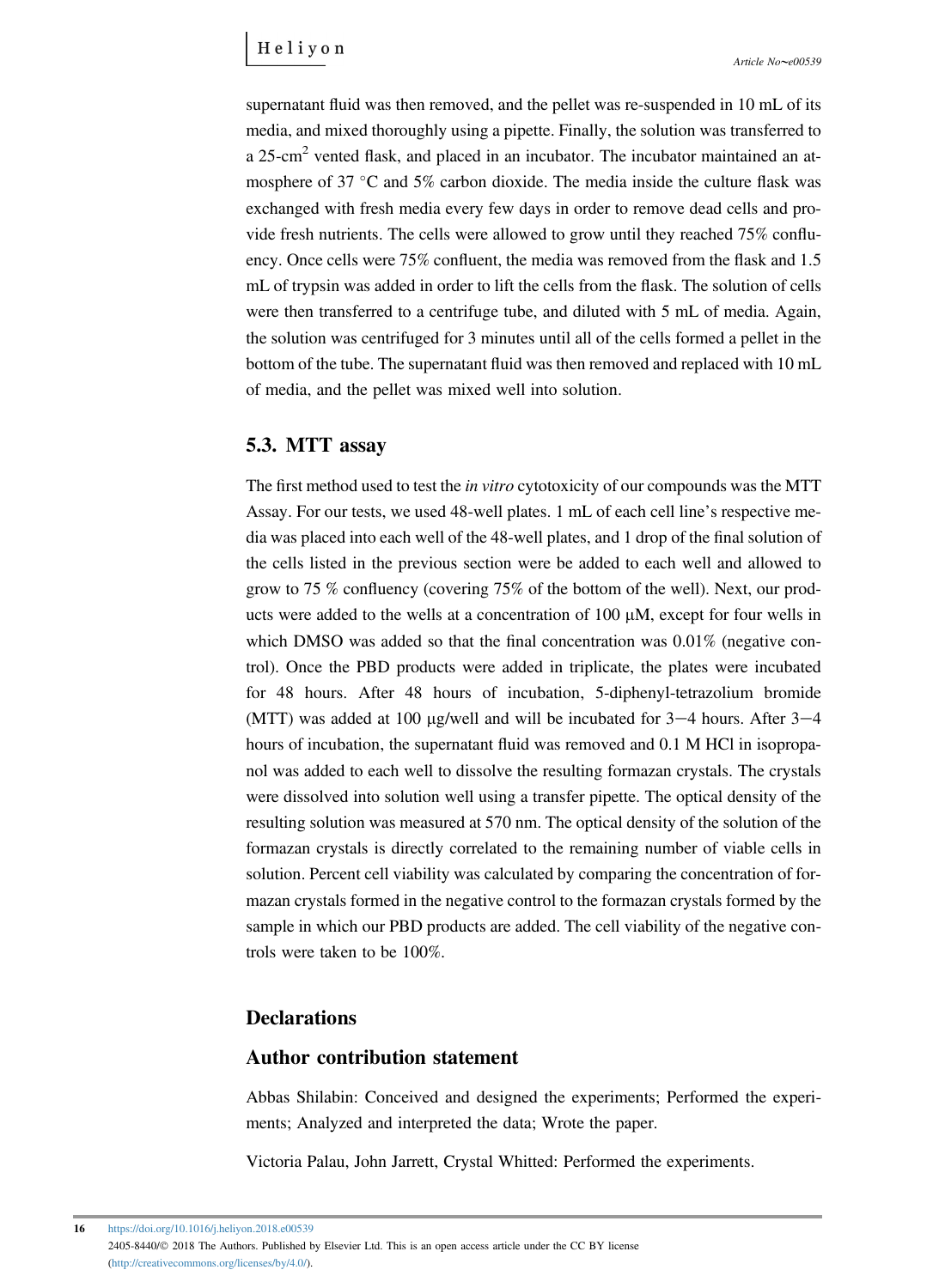supernatant fluid was then removed, and the pellet was re-suspended in 10 mL of its media, and mixed thoroughly using a pipette. Finally, the solution was transferred to a 25-$cm^2$ vented flask, and placed in an incubator. The incubator maintained an atmosphere of 37 °C and 5% carbon dioxide. The media inside the culture flask was exchanged with fresh media every few days in order to remove dead cells and provide fresh nutrients. The cells were allowed to grow until they reached 75% confluency. Once cells were 75% confluent, the media was removed from the flask and 1.5 mL of trypsin was added in order to lift the cells from the flask. The solution of cells were then transferred to a centrifuge tube, and diluted with 5 mL of media. Again, the solution was centrifuged for 3 minutes until all of the cells formed a pellet in the bottom of the tube. The supernatant fluid was then removed and replaced with 10 mL of media, and the pellet was mixed well into solution.

## 5.3. MTT assay

The first method used to test the *in vitro* cytotoxicity of our compounds was the MTT Assay. For our tests, we used 48-well plates. 1 mL of each cell line's respective media was placed into each well of the 48-well plates, and 1 drop of the final solution of the cells listed in the previous section were be added to each well and allowed to grow to 75 % confluency (covering 75% of the bottom of the well). Next, our products were added to the wells at a concentration of 100 μM, except for four wells in which DMSO was added so that the final concentration was 0.01% (negative control). Once the PBD products were added in triplicate, the plates were incubated for 48 hours. After 48 hours of incubation, 5-diphenyl-tetrazolium bromide (MTT) was added at 100 μg/well and will be incubated for 3−4 hours. After 3−4 hours of incubation, the supernatant fluid was removed and 0.1 M HCl in isopropanol was added to each well to dissolve the resulting formazan crystals. The crystals were dissolved into solution well using a transfer pipette. The optical density of the resulting solution was measured at 570 nm. The optical density of the solution of the formazan crystals is directly correlated to the remaining number of viable cells in solution. Percent cell viability was calculated by comparing the concentration of formazan crystals formed in the negative control to the formazan crystals formed by the sample in which our PBD products are added. The cell viability of the negative controls were taken to be 100%.

## Declarations

## Author contribution statement

Abbas Shilabin: Conceived and designed the experiments; Performed the experiments; Analyzed and interpreted the data; Wrote the paper.

Victoria Palau, John Jarrett, Crystal Whitted: Performed the experiments.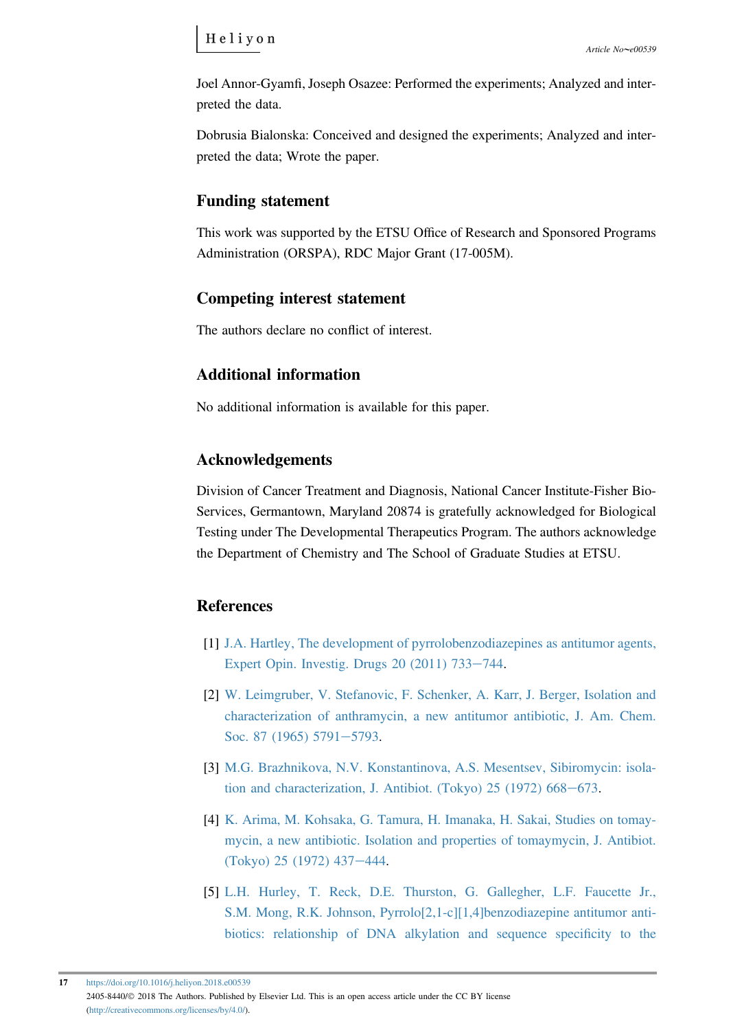Joel Annor-Gyamfi, Joseph Osazee: Performed the experiments; Analyzed and interpreted the data.

Dobrusia Bialonska: Conceived and designed the experiments; Analyzed and interpreted the data; Wrote the paper.

## Funding statement

This work was supported by the ETSU Office of Research and Sponsored Programs Administration (ORSPA), RDC Major Grant (17-005M).

## Competing interest statement

The authors declare no conflict of interest.

## Additional information

No additional information is available for this paper.

## Acknowledgements

Division of Cancer Treatment and Diagnosis, National Cancer Institute-Fisher BioServices, Germantown, Maryland 20874 is gratefully acknowledged for Biological Testing under The Developmental Therapeutics Program. The authors acknowledge the Department of Chemistry and The School of Graduate Studies at ETSU.

## References

[1] J.A. Hartley, The development of pyrrolobenzodiazepines as antitumor agents, Expert Opin. Investig. Drugs 20 (2011) 733–744.

[2] W. Leimgruber, V. Stefanovic, F. Schenker, A. Karr, J. Berger, Isolation and characterization of anthramycin, a new antitumor antibiotic, J. Am. Chem. Soc. 87 (1965) 5791–5793.

[3] M.G. Brazhnikova, N.V. Konstantinova, A.S. Mesentsev, Sibiromycin: isolation and characterization, J. Antibiot. (Tokyo) 25 (1972) 668–673.

[4] K. Arima, M. Kohsaka, G. Tamura, H. Imanaka, H. Sakai, Studies on tomaymycin, a new antibiotic. Isolation and properties of tomaymycin, J. Antibiot. (Tokyo) 25 (1972) 437–444.

[5] L.H. Hurley, T. Reck, D.E. Thurston, G. Gallegher, L.F. Faucette Jr., S.M. Mong, R.K. Johnson, Pyrrolo[2,1-c][1,4]benzodiazepine antitumor antibiotics: relationship of DNA alkylation and sequence specificity to the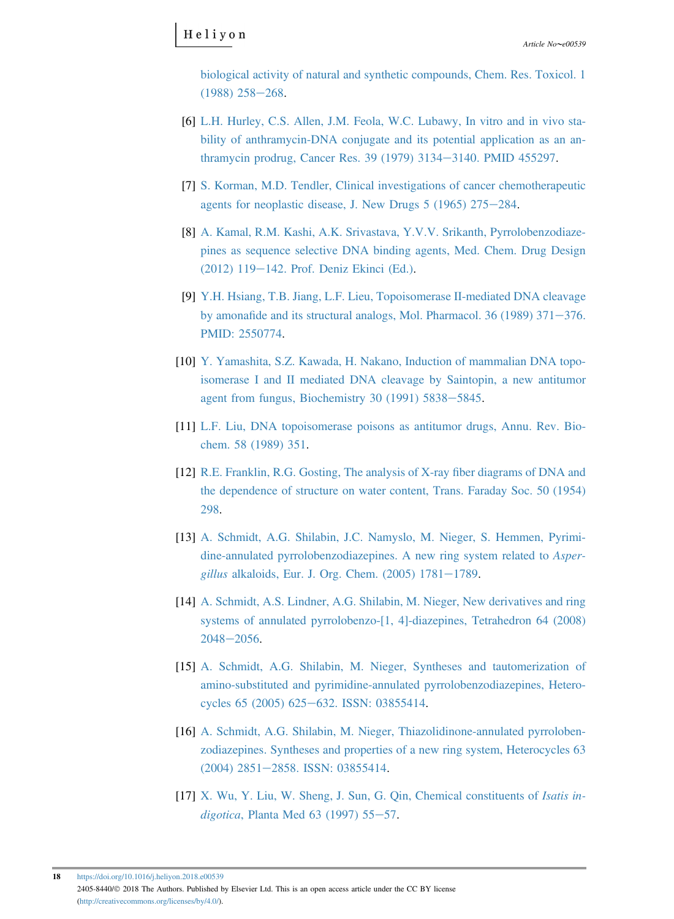biological activity of natural and synthetic compounds, Chem. Res. Toxicol. 1 (1988) 258−268.

[6] L.H. Hurley, C.S. Allen, J.M. Feola, W.C. Lubawy, In vitro and in vivo stability of anthramycin-DNA conjugate and its potential application as an anthramycin prodrug, Cancer Res. 39 (1979) 3134−3140. PMID 455297.

[7] S. Korman, M.D. Tendler, Clinical investigations of cancer chemotherapeutic agents for neoplastic disease, J. New Drugs 5 (1965) 275−284.

[8] A. Kamal, R.M. Kashi, A.K. Srivastava, Y.V.V. Srikanth, Pyrrolobenzodiazepines as sequence selective DNA binding agents, Med. Chem. Drug Design (2012) 119−142. Prof. Deniz Ekinci (Ed.).

[9] Y.H. Hsiang, T.B. Jiang, L.F. Lieu, Topoisomerase II-mediated DNA cleavage by amonafide and its structural analogs, Mol. Pharmacol. 36 (1989) 371−376. PMID: 2550774.

[10] Y. Yamashita, S.Z. Kawada, H. Nakano, Induction of mammalian DNA topoisomerase I and II mediated DNA cleavage by Saintopin, a new antitumor agent from fungus, Biochemistry 30 (1991) 5838−5845.

[11] L.F. Liu, DNA topoisomerase poisons as antitumor drugs, Annu. Rev. Biochem. 58 (1989) 351.

[12] R.E. Franklin, R.G. Gosting, The analysis of X-ray fiber diagrams of DNA and the dependence of structure on water content, Trans. Faraday Soc. 50 (1954) 298.

[13] A. Schmidt, A.G. Shilabin, J.C. Namyslo, M. Nieger, S. Hemmen, Pyrimidine-annulated pyrrolobenzodiazepines. A new ring system related to *Aspergillus* alkaloids, Eur. J. Org. Chem. (2005) 1781−1789.

[14] A. Schmidt, A.S. Lindner, A.G. Shilabin, M. Nieger, New derivatives and ring systems of annulated pyrrolobenzo-[1, 4]-diazepines, Tetrahedron 64 (2008) 2048−2056.

[15] A. Schmidt, A.G. Shilabin, M. Nieger, Syntheses and tautomerization of amino-substituted and pyrimidine-annulated pyrrolobenzodiazepines, Heterocycles 65 (2005) 625−632. ISSN: 03855414.

[16] A. Schmidt, A.G. Shilabin, M. Nieger, Thiazolidinone-annulated pyrrolobenzodiazepines. Syntheses and properties of a new ring system, Heterocycles 63 (2004) 2851−2858. ISSN: 03855414.

[17] X. Wu, Y. Liu, W. Sheng, J. Sun, G. Qin, Chemical constituents of *Isatis indigotica*, Planta Med 63 (1997) 55−57.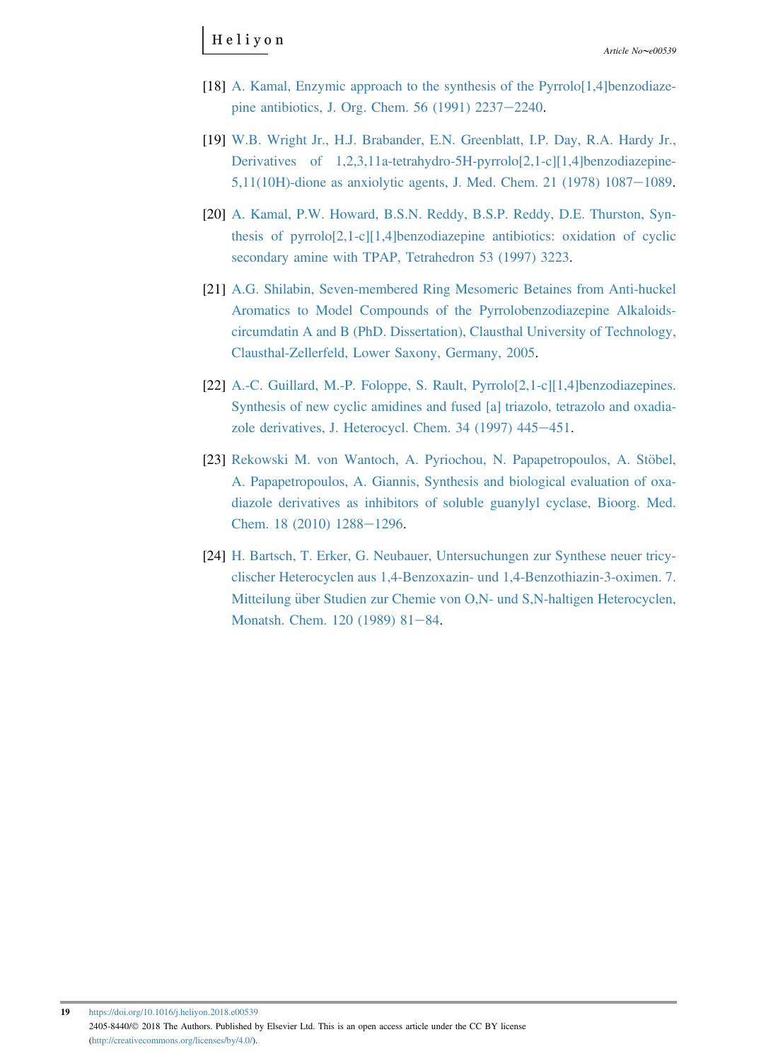[18] A. Kamal, Enzymic approach to the synthesis of the Pyrrolo[1,4]benzodiazepine antibiotics, J. Org. Chem. 56 (1991) 2237–2240.

[19] W.B. Wright Jr., H.J. Brabander, E.N. Greenblatt, I.P. Day, R.A. Hardy Jr., Derivatives of 1,2,3,11a-tetrahydro-5H-pyrrolo[2,1-c][1,4]benzodiazepine-5,11(10H)-dione as anxiolytic agents, J. Med. Chem. 21 (1978) 1087–1089.

[20] A. Kamal, P.W. Howard, B.S.N. Reddy, B.S.P. Reddy, D.E. Thurston, Synthesis of pyrrolo[2,1-c][1,4]benzodiazepine antibiotics: oxidation of cyclic secondary amine with TPAP, Tetrahedron 53 (1997) 3223.

[21] A.G. Shilabin, Seven-membered Ring Mesomeric Betaines from Anti-huckel Aromatics to Model Compounds of the Pyrrolobenzodiazepine Alkaloids-circumdatin A and B (PhD. Dissertation), Clausthal University of Technology, Clausthal-Zellerfeld, Lower Saxony, Germany, 2005.

[22] A.-C. Guillard, M.-P. Foloppe, S. Rault, Pyrrolo[2,1-c][1,4]benzodiazepines. Synthesis of new cyclic amidines and fused [a] triazolo, tetrazolo and oxadiazole derivatives, J. Heterocycl. Chem. 34 (1997) 445–451.

[23] Rekowski M. von Wantoch, A. Pyriochou, N. Papapetropoulos, A. Stöbel, A. Papapetropoulos, A. Giannis, Synthesis and biological evaluation of oxadiazole derivatives as inhibitors of soluble guanylyl cyclase, Bioorg. Med. Chem. 18 (2010) 1288–1296.

[24] H. Bartsch, T. Erker, G. Neubauer, Untersuchungen zur Synthese neuer tricyclischer Heterocyclen aus 1,4-Benzoxazin- und 1,4-Benzothiazin-3-oximen. 7. Mitteilung über Studien zur Chemie von O,N- und S,N-haltigen Heterocyclen, Monatsh. Chem. 120 (1989) 81–84.